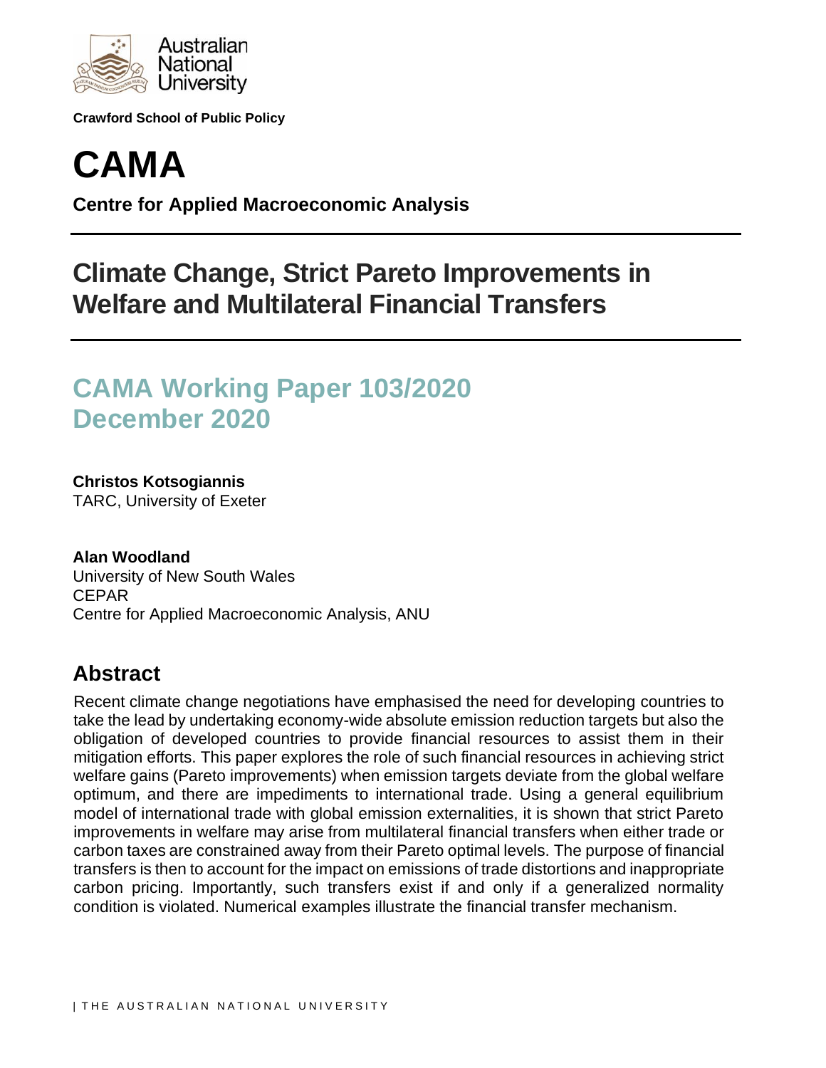Australian National University

**Crawford School of Public Policy**

# CAMA

**Centre for Applied Macroeconomic Analysis**

# Climate Change, Strict Pareto Improvements in Welfare and Multilateral Financial Transfers

## CAMA Working Paper 103/2020
## December 2020

**Christos Kotsogiannis**
TARC, University of Exeter

**Alan Woodland**
University of New South Wales
CEPAR
Centre for Applied Macroeconomic Analysis, ANU

## Abstract

Recent climate change negotiations have emphasised the need for developing countries to take the lead by undertaking economy-wide absolute emission reduction targets but also the obligation of developed countries to provide financial resources to assist them in their mitigation efforts. This paper explores the role of such financial resources in achieving strict welfare gains (Pareto improvements) when emission targets deviate from the global welfare optimum, and there are impediments to international trade. Using a general equilibrium model of international trade with global emission externalities, it is shown that strict Pareto improvements in welfare may arise from multilateral financial transfers when either trade or carbon taxes are constrained away from their Pareto optimal levels. The purpose of financial transfers is then to account for the impact on emissions of trade distortions and inappropriate carbon pricing. Importantly, such transfers exist if and only if a generalized normality condition is violated. Numerical examples illustrate the financial transfer mechanism.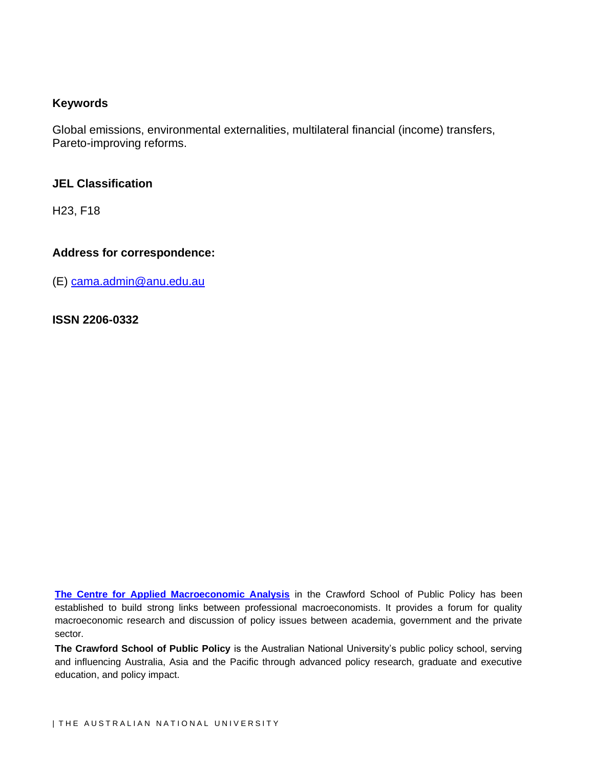**Keywords**

Global emissions, environmental externalities, multilateral financial (income) transfers, Pareto-improving reforms.

**JEL Classification**

H23, F18

**Address for correspondence:**

(E) cama.admin@anu.edu.au

**ISSN 2206-0332**

**The Centre for Applied Macroeconomic Analysis** in the Crawford School of Public Policy has been established to build strong links between professional macroeconomists. It provides a forum for quality macroeconomic research and discussion of policy issues between academia, government and the private sector.

**The Crawford School of Public Policy** is the Australian National University's public policy school, serving and influencing Australia, Asia and the Pacific through advanced policy research, graduate and executive education, and policy impact.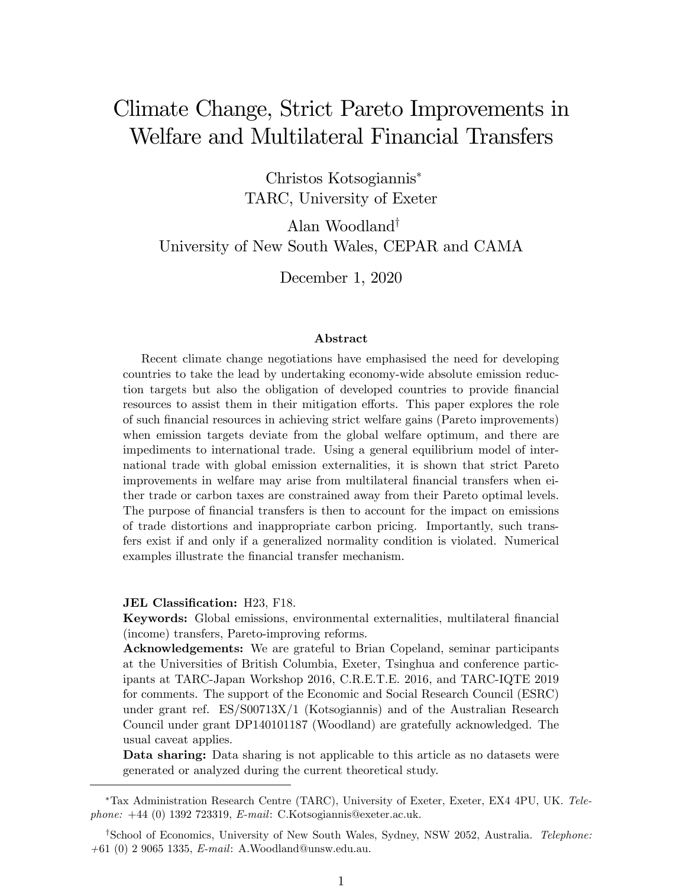# Climate Change, Strict Pareto Improvements in Welfare and Multilateral Financial Transfers

Christos Kotsogiannis*
TARC, University of Exeter

Alan Woodland†
University of New South Wales, CEPAR and CAMA

December 1, 2020

### Abstract

Recent climate change negotiations have emphasised the need for developing countries to take the lead by undertaking economy-wide absolute emission reduction targets but also the obligation of developed countries to provide financial resources to assist them in their mitigation efforts. This paper explores the role of such financial resources in achieving strict welfare gains (Pareto improvements) when emission targets deviate from the global welfare optimum, and there are impediments to international trade. Using a general equilibrium model of international trade with global emission externalities, it is shown that strict Pareto improvements in welfare may arise from multilateral financial transfers when either trade or carbon taxes are constrained away from their Pareto optimal levels. The purpose of financial transfers is then to account for the impact on emissions of trade distortions and inappropriate carbon pricing. Importantly, such transfers exist if and only if a generalized normality condition is violated. Numerical examples illustrate the financial transfer mechanism.

**JEL Classification:** H23, F18.

**Keywords:** Global emissions, environmental externalities, multilateral financial (income) transfers, Pareto-improving reforms.

**Acknowledgements:** We are grateful to Brian Copeland, seminar participants at the Universities of British Columbia, Exeter, Tsinghua and conference participants at TARC-Japan Workshop 2016, C.R.E.T.E. 2016, and TARC-IQTE 2019 for comments. The support of the Economic and Social Research Council (ESRC) under grant ref. ES/S00713X/1 (Kotsogiannis) and of the Australian Research Council under grant DP140101187 (Woodland) are gratefully acknowledged. The usual caveat applies.

**Data sharing:** Data sharing is not applicable to this article as no datasets were generated or analyzed during the current theoretical study.

---

*Tax Administration Research Centre (TARC), University of Exeter, Exeter, EX4 4PU, UK. *Telephone:* +44 (0) 1392 723319, *E-mail*: C.Kotsogiannis@exeter.ac.uk.

†School of Economics, University of New South Wales, Sydney, NSW 2052, Australia. *Telephone:* +61 (0) 2 9065 1335, *E-mail*: A.Woodland@unsw.edu.au.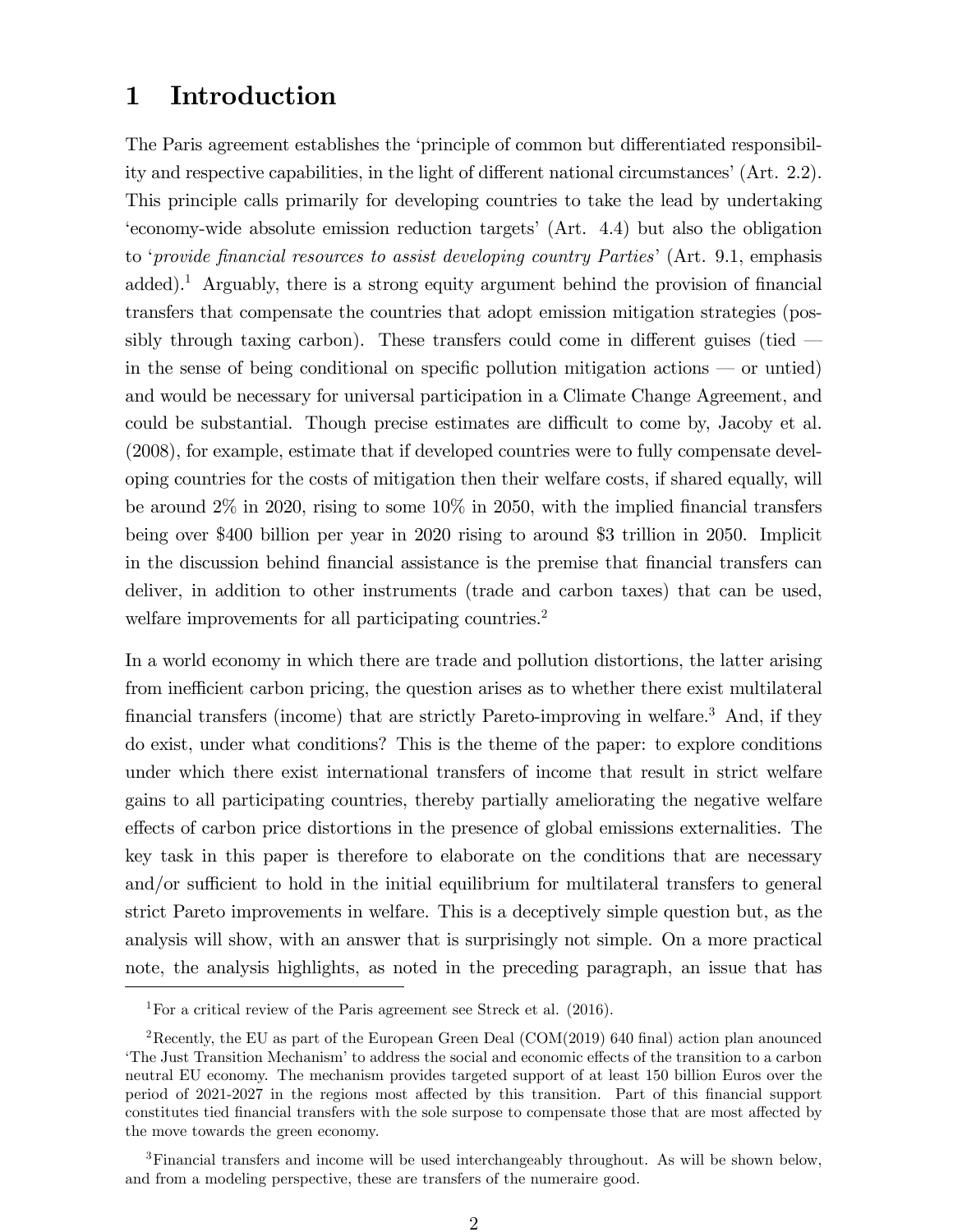# 1 Introduction

The Paris agreement establishes the 'principle of common but differentiated responsibility and respective capabilities, in the light of different national circumstances' (Art. 2.2). This principle calls primarily for developing countries to take the lead by undertaking 'economy-wide absolute emission reduction targets' (Art. 4.4) but also the obligation to '*provide financial resources to assist developing country Parties*' (Art. 9.1, emphasis added).[1] Arguably, there is a strong equity argument behind the provision of financial transfers that compensate the countries that adopt emission mitigation strategies (possibly through taxing carbon). These transfers could come in different guises (tied — in the sense of being conditional on specific pollution mitigation actions — or untied) and would be necessary for universal participation in a Climate Change Agreement, and could be substantial. Though precise estimates are difficult to come by, Jacoby et al. (2008), for example, estimate that if developed countries were to fully compensate developing countries for the costs of mitigation then their welfare costs, if shared equally, will be around 2% in 2020, rising to some 10% in 2050, with the implied financial transfers being over \$400 billion per year in 2020 rising to around \$3 trillion in 2050. Implicit in the discussion behind financial assistance is the premise that financial transfers can deliver, in addition to other instruments (trade and carbon taxes) that can be used, welfare improvements for all participating countries.[2]

In a world economy in which there are trade and pollution distortions, the latter arising from inefficient carbon pricing, the question arises as to whether there exist multilateral financial transfers (income) that are strictly Pareto-improving in welfare.[3] And, if they do exist, under what conditions? This is the theme of the paper: to explore conditions under which there exist international transfers of income that result in strict welfare gains to all participating countries, thereby partially ameliorating the negative welfare effects of carbon price distortions in the presence of global emissions externalities. The key task in this paper is therefore to elaborate on the conditions that are necessary and/or sufficient to hold in the initial equilibrium for multilateral transfers to general strict Pareto improvements in welfare. This is a deceptively simple question but, as the analysis will show, with an answer that is surprisingly not simple. On a more practical note, the analysis highlights, as noted in the preceding paragraph, an issue that has

[1] For a critical review of the Paris agreement see Streck et al. (2016).

[2] Recently, the EU as part of the European Green Deal (COM(2019) 640 final) action plan anounced 'The Just Transition Mechanism' to address the social and economic effects of the transition to a carbon neutral EU economy. The mechanism provides targeted support of at least 150 billion Euros over the period of 2021-2027 in the regions most affected by this transition. Part of this financial support constitutes tied financial transfers with the sole surpose to compensate those that are most affected by the move towards the green economy.

[3] Financial transfers and income will be used interchangeably throughout. As will be shown below, and from a modeling perspective, these are transfers of the numeraire good.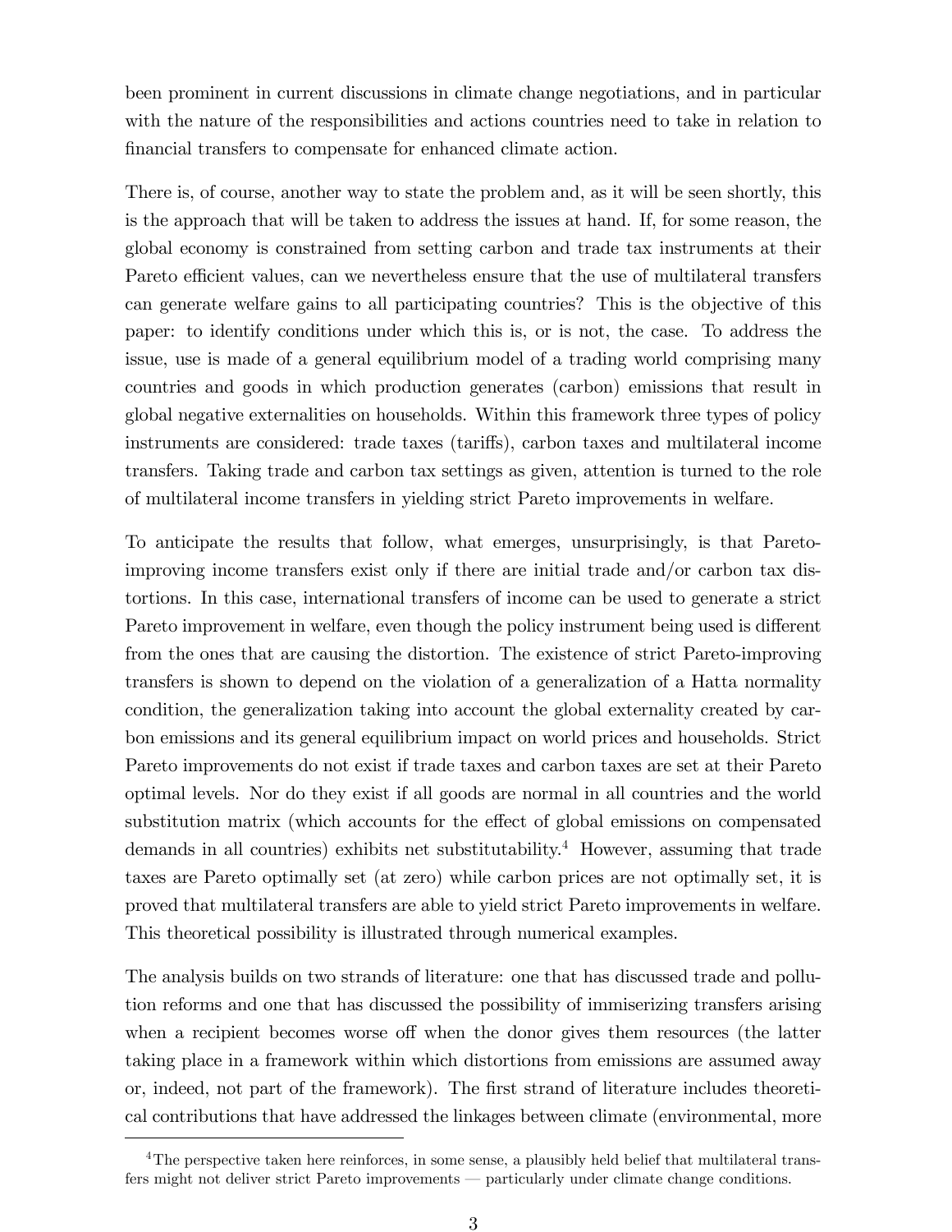been prominent in current discussions in climate change negotiations, and in particular with the nature of the responsibilities and actions countries need to take in relation to financial transfers to compensate for enhanced climate action.

There is, of course, another way to state the problem and, as it will be seen shortly, this is the approach that will be taken to address the issues at hand. If, for some reason, the global economy is constrained from setting carbon and trade tax instruments at their Pareto efficient values, can we nevertheless ensure that the use of multilateral transfers can generate welfare gains to all participating countries? This is the objective of this paper: to identify conditions under which this is, or is not, the case. To address the issue, use is made of a general equilibrium model of a trading world comprising many countries and goods in which production generates (carbon) emissions that result in global negative externalities on households. Within this framework three types of policy instruments are considered: trade taxes (tariffs), carbon taxes and multilateral income transfers. Taking trade and carbon tax settings as given, attention is turned to the role of multilateral income transfers in yielding strict Pareto improvements in welfare.

To anticipate the results that follow, what emerges, unsurprisingly, is that Pareto-improving income transfers exist only if there are initial trade and/or carbon tax distortions. In this case, international transfers of income can be used to generate a strict Pareto improvement in welfare, even though the policy instrument being used is different from the ones that are causing the distortion. The existence of strict Pareto-improving transfers is shown to depend on the violation of a generalization of a Hatta normality condition, the generalization taking into account the global externality created by carbon emissions and its general equilibrium impact on world prices and households. Strict Pareto improvements do not exist if trade taxes and carbon taxes are set at their Pareto optimal levels. Nor do they exist if all goods are normal in all countries and the world substitution matrix (which accounts for the effect of global emissions on compensated demands in all countries) exhibits net substitutability.[4] However, assuming that trade taxes are Pareto optimally set (at zero) while carbon prices are not optimally set, it is proved that multilateral transfers are able to yield strict Pareto improvements in welfare. This theoretical possibility is illustrated through numerical examples.

The analysis builds on two strands of literature: one that has discussed trade and pollution reforms and one that has discussed the possibility of immiserizing transfers arising when a recipient becomes worse off when the donor gives them resources (the latter taking place in a framework within which distortions from emissions are assumed away or, indeed, not part of the framework). The first strand of literature includes theoretical contributions that have addressed the linkages between climate (environmental, more

[4] The perspective taken here reinforces, in some sense, a plausibly held belief that multilateral transfers might not deliver strict Pareto improvements — particularly under climate change conditions.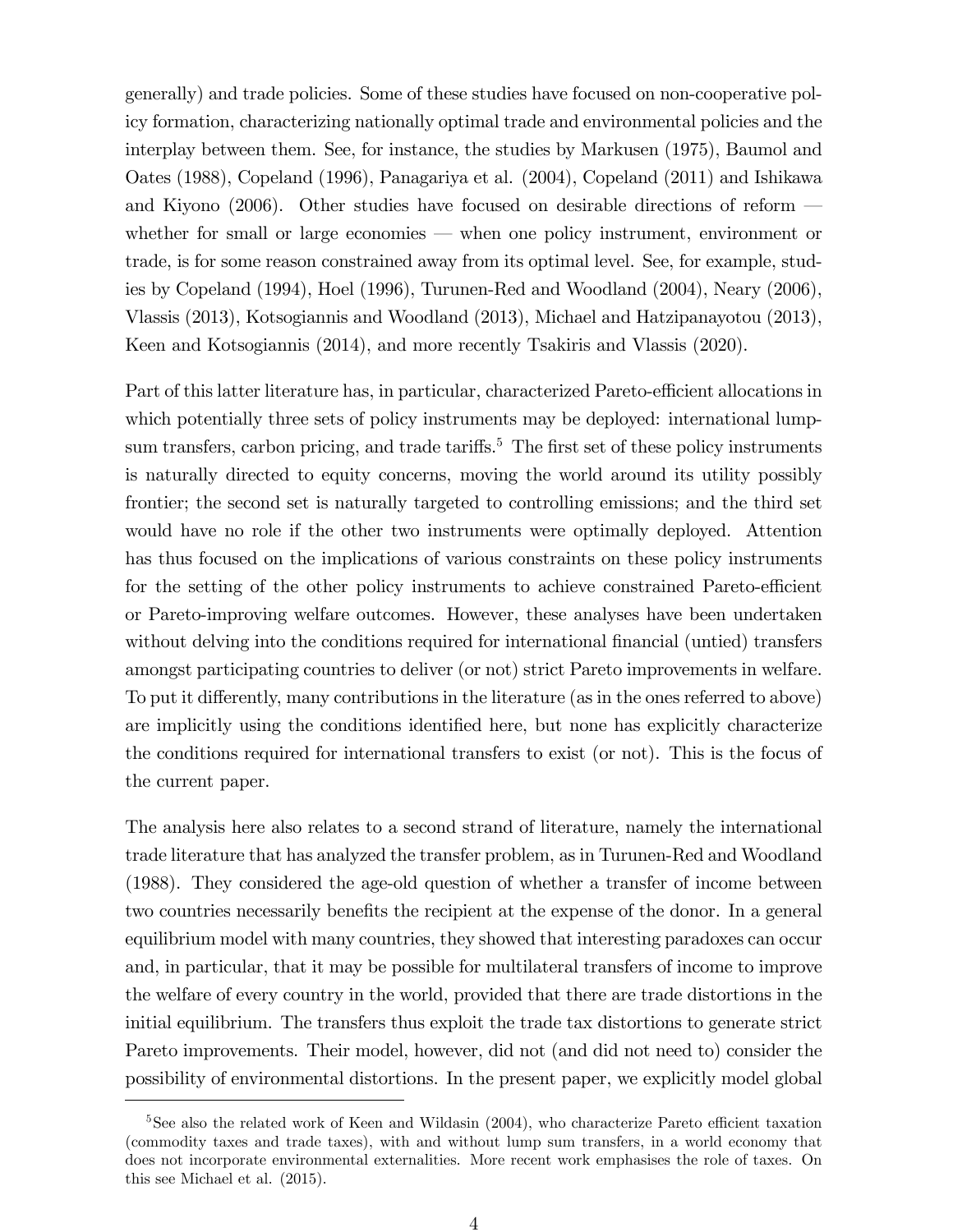generally) and trade policies. Some of these studies have focused on non-cooperative policy formation, characterizing nationally optimal trade and environmental policies and the interplay between them. See, for instance, the studies by Markusen (1975), Baumol and Oates (1988), Copeland (1996), Panagariya et al. (2004), Copeland (2011) and Ishikawa and Kiyono (2006). Other studies have focused on desirable directions of reform — whether for small or large economies — when one policy instrument, environment or trade, is for some reason constrained away from its optimal level. See, for example, studies by Copeland (1994), Hoel (1996), Turunen-Red and Woodland (2004), Neary (2006), Vlassis (2013), Kotsogiannis and Woodland (2013), Michael and Hatzipanayotou (2013), Keen and Kotsogiannis (2014), and more recently Tsakiris and Vlassis (2020).

Part of this latter literature has, in particular, characterized Pareto-efficient allocations in which potentially three sets of policy instruments may be deployed: international lump-sum transfers, carbon pricing, and trade tariffs.[5] The first set of these policy instruments is naturally directed to equity concerns, moving the world around its utility possibly frontier; the second set is naturally targeted to controlling emissions; and the third set would have no role if the other two instruments were optimally deployed. Attention has thus focused on the implications of various constraints on these policy instruments for the setting of the other policy instruments to achieve constrained Pareto-efficient or Pareto-improving welfare outcomes. However, these analyses have been undertaken without delving into the conditions required for international financial (untied) transfers amongst participating countries to deliver (or not) strict Pareto improvements in welfare. To put it differently, many contributions in the literature (as in the ones referred to above) are implicitly using the conditions identified here, but none has explicitly characterize the conditions required for international transfers to exist (or not). This is the focus of the current paper.

The analysis here also relates to a second strand of literature, namely the international trade literature that has analyzed the transfer problem, as in Turunen-Red and Woodland (1988). They considered the age-old question of whether a transfer of income between two countries necessarily benefits the recipient at the expense of the donor. In a general equilibrium model with many countries, they showed that interesting paradoxes can occur and, in particular, that it may be possible for multilateral transfers of income to improve the welfare of every country in the world, provided that there are trade distortions in the initial equilibrium. The transfers thus exploit the trade tax distortions to generate strict Pareto improvements. Their model, however, did not (and did not need to) consider the possibility of environmental distortions. In the present paper, we explicitly model global

[5] See also the related work of Keen and Wildasin (2004), who characterize Pareto efficient taxation (commodity taxes and trade taxes), with and without lump sum transfers, in a world economy that does not incorporate environmental externalities. More recent work emphasises the role of taxes. On this see Michael et al. (2015).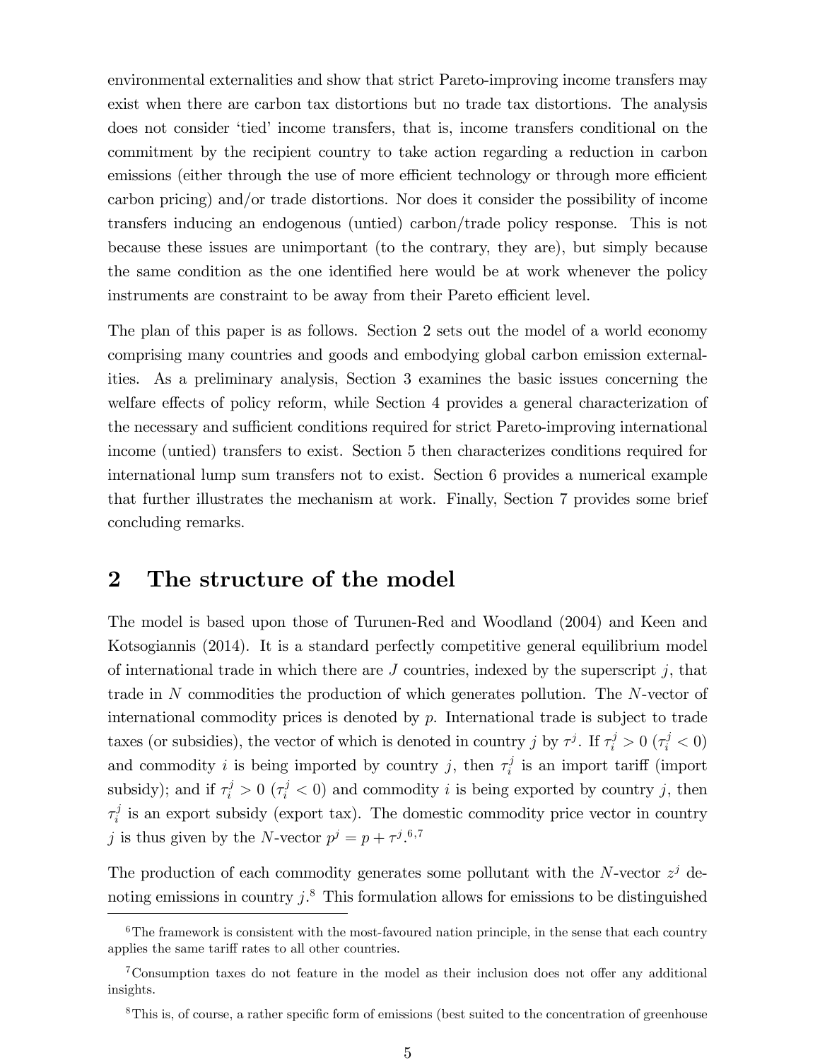environmental externalities and show that strict Pareto-improving income transfers may exist when there are carbon tax distortions but no trade tax distortions. The analysis does not consider 'tied' income transfers, that is, income transfers conditional on the commitment by the recipient country to take action regarding a reduction in carbon emissions (either through the use of more efficient technology or through more efficient carbon pricing) and/or trade distortions. Nor does it consider the possibility of income transfers inducing an endogenous (untied) carbon/trade policy response. This is not because these issues are unimportant (to the contrary, they are), but simply because the same condition as the one identified here would be at work whenever the policy instruments are constraint to be away from their Pareto efficient level.

The plan of this paper is as follows. Section 2 sets out the model of a world economy comprising many countries and goods and embodying global carbon emission externalities. As a preliminary analysis, Section 3 examines the basic issues concerning the welfare effects of policy reform, while Section 4 provides a general characterization of the necessary and sufficient conditions required for strict Pareto-improving international income (untied) transfers to exist. Section 5 then characterizes conditions required for international lump sum transfers not to exist. Section 6 provides a numerical example that further illustrates the mechanism at work. Finally, Section 7 provides some brief concluding remarks.

## 2 The structure of the model

The model is based upon those of Turunen-Red and Woodland (2004) and Keen and Kotsogiannis (2014). It is a standard perfectly competitive general equilibrium model of international trade in which there are $J$ countries, indexed by the superscript $j$, that trade in $N$ commodities the production of which generates pollution. The $N$-vector of international commodity prices is denoted by $p$. International trade is subject to trade taxes (or subsidies), the vector of which is denoted in country $j$ by $\tau^j$. If $\tau_i^j > 0$ ($\tau_i^j < 0$) and commodity $i$ is being imported by country $j$, then $\tau_i^j$ is an import tariff (import subsidy); and if $\tau_i^j > 0$ ($\tau_i^j < 0$) and commodity $i$ is being exported by country $j$, then $\tau_i^j$ is an export subsidy (export tax). The domestic commodity price vector in country $j$ is thus given by the $N$-vector $p^j = p + \tau^j$.[6,7]

The production of each commodity generates some pollutant with the $N$-vector $z^j$ denoting emissions in country $j$.[8] This formulation allows for emissions to be distinguished

[6] The framework is consistent with the most-favoured nation principle, in the sense that each country applies the same tariff rates to all other countries.

[7] Consumption taxes do not feature in the model as their inclusion does not offer any additional insights.

[8] This is, of course, a rather specific form of emissions (best suited to the concentration of greenhouse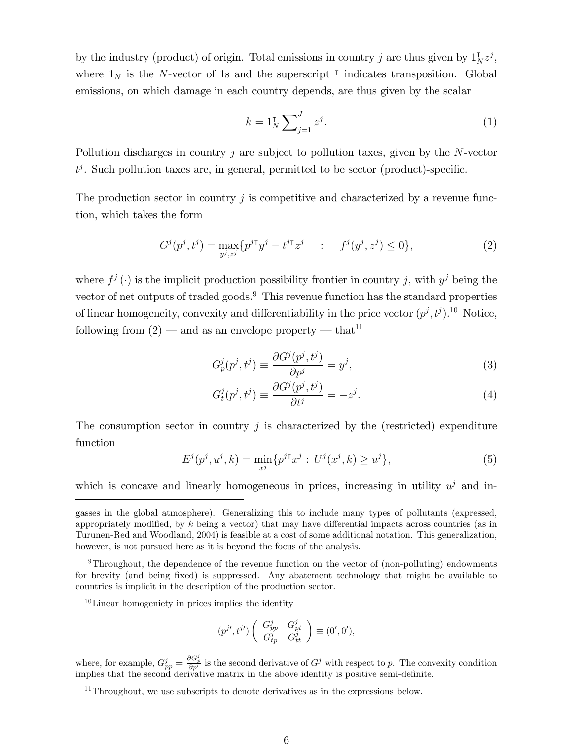by the industry (product) of origin. Total emissions in country $j$ are thus given by $1_N^{\intercal} z^j$, where $1_N$ is the $N$-vector of 1s and the superscript $^{\intercal}$ indicates transposition. Global emissions, on which damage in each country depends, are thus given by the scalar

$$k = 1_N^{\intercal} \sum_{j=1}^{J} z^j. \tag{1}$$

Pollution discharges in country $j$ are subject to pollution taxes, given by the $N$-vector $t^j$. Such pollution taxes are, in general, permitted to be sector (product)-specific.

The production sector in country $j$ is competitive and characterized by a revenue function, which takes the form

$$G^j(p^j, t^j) = \max_{y^j, z^j} \{ p^{j\intercal} y^j - t^{j\intercal} z^j \quad : \quad f^j(y^j, z^j) \leq 0 \}, \tag{2}$$

where $f^j(\cdot)$ is the implicit production possibility frontier in country $j$, with $y^j$ being the vector of net outputs of traded goods.[9] This revenue function has the standard properties of linear homogeneity, convexity and differentiability in the price vector $(p^j, t^j)$.[10] Notice, following from (2) — and as an envelope property — that[11]

$$G_p^j(p^j, t^j) \equiv \frac{\partial G^j(p^j, t^j)}{\partial p^j} = y^j, \tag{3}$$

$$G_t^j(p^j, t^j) \equiv \frac{\partial G^j(p^j, t^j)}{\partial t^j} = -z^j. \tag{4}$$

The consumption sector in country $j$ is characterized by the (restricted) expenditure function

$$E^j(p^j, u^j, k) = \min_{x^j} \{ p^{j\intercal} x^j : U^j(x^j, k) \geq u^j \}, \tag{5}$$

which is concave and linearly homogeneous in prices, increasing in utility $u^j$ and in-

---

gasses in the global atmosphere). Generalizing this to include many types of pollutants (expressed, appropriately modified, by $k$ being a vector) that may have differential impacts across countries (as in Turunen-Red and Woodland, 2004) is feasible at a cost of some additional notation. This generalization, however, is not pursued here as it is beyond the focus of the analysis.

[9] Throughout, the dependence of the revenue function on the vector of (non-polluting) endowments for brevity (and being fixed) is suppressed. Any abatement technology that might be available to countries is implicit in the description of the production sector.

[10] Linear homogeniety in prices implies the identity

$$(p^{j\prime}, t^{j\prime}) \begin{pmatrix} G_{pp}^j & G_{pt}^j \\ G_{tp}^j & G_{tt}^j \end{pmatrix} \equiv (0', 0'),$$

where, for example, $G_{pp}^j = \frac{\partial G_p^j}{\partial p'}$ is the second derivative of $G^j$ with respect to $p$. The convexity condition implies that the second derivative matrix in the above identity is positive semi-definite.

[11] Throughout, we use subscripts to denote derivatives as in the expressions below.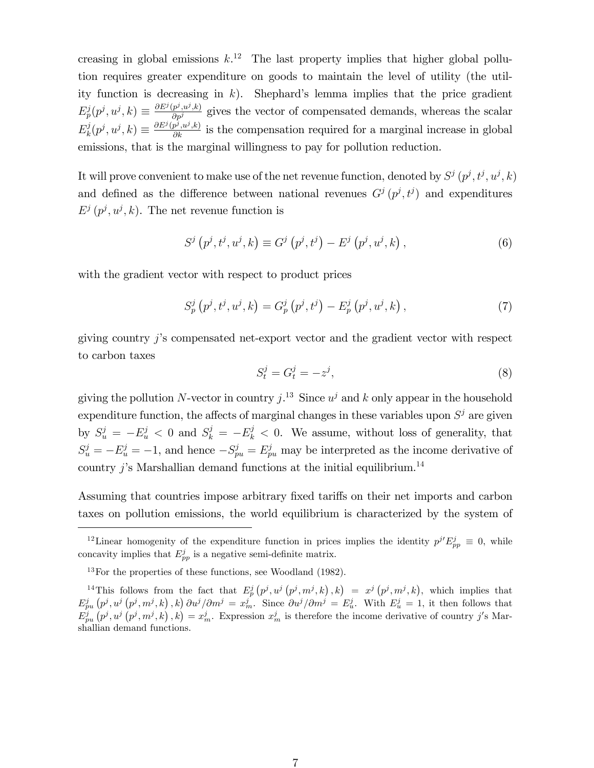creasing in global emissions $k$.[12] The last property implies that higher global pollution requires greater expenditure on goods to maintain the level of utility (the utility function is decreasing in $k$). Shephard's lemma implies that the price gradient $E^j_p(p^j, u^j, k) \equiv \frac{\partial E^j(p^j,u^j,k)}{\partial p^j}$ gives the vector of compensated demands, whereas the scalar $E^j_k(p^j, u^j, k) \equiv \frac{\partial E^j(p^j,u^j,k)}{\partial k}$ is the compensation required for a marginal increase in global emissions, that is the marginal willingness to pay for pollution reduction.

It will prove convenient to make use of the net revenue function, denoted by $S^j(p^j, t^j, u^j, k)$ and defined as the difference between national revenues $G^j(p^j, t^j)$ and expenditures $E^j(p^j, u^j, k)$. The net revenue function is

$$S^j\left(p^j, t^j, u^j, k\right) \equiv G^j\left(p^j, t^j\right) - E^j\left(p^j, u^j, k\right), \tag{6}$$

with the gradient vector with respect to product prices

$$S^j_p\left(p^j, t^j, u^j, k\right) = G^j_p\left(p^j, t^j\right) - E^j_p\left(p^j, u^j, k\right), \tag{7}$$

giving country $j$'s compensated net-export vector and the gradient vector with respect to carbon taxes

$$S^j_t = G^j_t = -z^j, \tag{8}$$

giving the pollution $N$-vector in country $j$.[13] Since $u^j$ and $k$ only appear in the household expenditure function, the affects of marginal changes in these variables upon $S^j$ are given by $S^j_u = -E^j_u < 0$ and $S^j_k = -E^j_k < 0$. We assume, without loss of generality, that $S^j_u = -E^j_u = -1$, and hence $-S^j_{pu} = E^j_{pu}$ may be interpreted as the income derivative of country $j$'s Marshallian demand functions at the initial equilibrium.[14]

Assuming that countries impose arbitrary fixed tariffs on their net imports and carbon taxes on pollution emissions, the world equilibrium is characterized by the system of

---

[12] Linear homogenity of the expenditure function in prices implies the identity $p^{j\prime}E^j_{pp} \equiv 0$, while concavity implies that $E^j_{pp}$ is a negative semi-definite matrix.

[13] For the properties of these functions, see Woodland (1982).

[14] This follows from the fact that $E^j_p\left(p^j, u^j\left(p^j, m^j, k\right), k\right) = x^j\left(p^j, m^j, k\right)$, which implies that $E^j_{pu}\left(p^j, u^j\left(p^j, m^j, k\right), k\right)\partial u^j/\partial m^j = x^j_m$. Since $\partial u^j/\partial m^j = E^j_u$. With $E^j_u = 1$, it then follows that $E^j_{pu}\left(p^j, u^j\left(p^j, m^j, k\right), k\right) = x^j_m$. Expression $x^j_m$ is therefore the income derivative of country $j$'s Marshallian demand functions.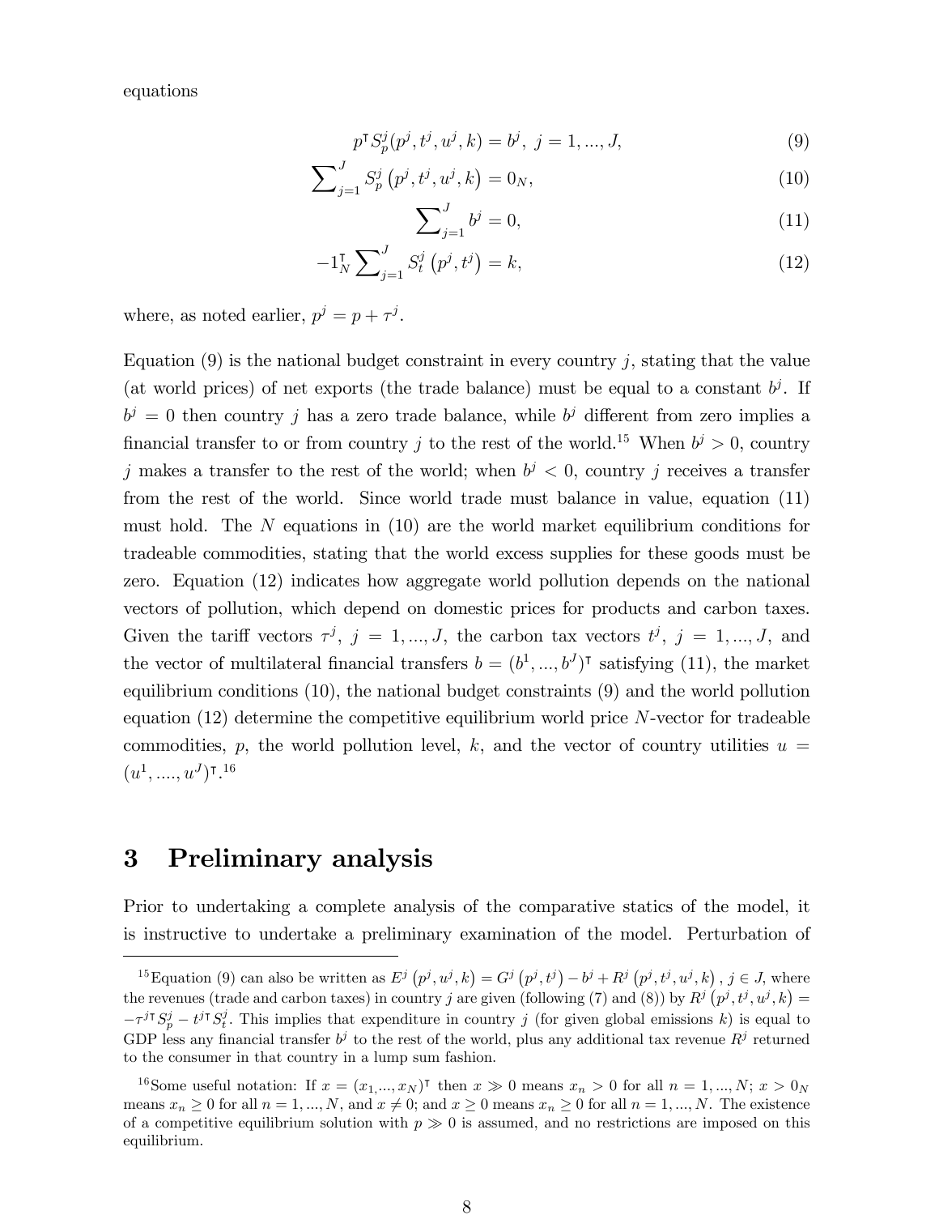equations

$$p^{\intercal} S_p^j(p^j, t^j, u^j, k) = b^j, \; j = 1, ..., J, \tag{9}$$

$$\sum\nolimits_{j=1}^{J} S_p^j \left(p^j, t^j, u^j, k\right) = 0_N, \tag{10}$$

$$\sum\nolimits_{j=1}^{J} b^j = 0, \tag{11}$$

$$-1_N^{\intercal} \sum\nolimits_{j=1}^{J} S_t^j \left(p^j, t^j\right) = k, \tag{12}$$

where, as noted earlier, $p^j = p + \tau^j$.

Equation (9) is the national budget constraint in every country $j$, stating that the value (at world prices) of net exports (the trade balance) must be equal to a constant $b^j$. If $b^j = 0$ then country $j$ has a zero trade balance, while $b^j$ different from zero implies a financial transfer to or from country $j$ to the rest of the world.[15] When $b^j > 0$, country $j$ makes a transfer to the rest of the world; when $b^j < 0$, country $j$ receives a transfer from the rest of the world. Since world trade must balance in value, equation (11) must hold. The $N$ equations in (10) are the world market equilibrium conditions for tradeable commodities, stating that the world excess supplies for these goods must be zero. Equation (12) indicates how aggregate world pollution depends on the national vectors of pollution, which depend on domestic prices for products and carbon taxes. Given the tariff vectors $\tau^j$, $j = 1, ..., J$, the carbon tax vectors $t^j$, $j = 1, ..., J$, and the vector of multilateral financial transfers $b = (b^1, ..., b^J)^{\intercal}$ satisfying (11), the market equilibrium conditions (10), the national budget constraints (9) and the world pollution equation (12) determine the competitive equilibrium world price $N$-vector for tradeable commodities, $p$, the world pollution level, $k$, and the vector of country utilities $u = (u^1, ...., u^J)^{\intercal}$.[16]

## 3 Preliminary analysis

Prior to undertaking a complete analysis of the comparative statics of the model, it is instructive to undertake a preliminary examination of the model. Perturbation of

[15] Equation (9) can also be written as $E^j\left(p^j, u^j, k\right) = G^j\left(p^j, t^j\right) - b^j + R^j\left(p^j, t^j, u^j, k\right), j \in J$, where the revenues (trade and carbon taxes) in country $j$ are given (following (7) and (8)) by $R^j\left(p^j, t^j, u^j, k\right) = -\tau^{j\intercal} S_p^j - t^{j\intercal} S_t^j$. This implies that expenditure in country $j$ (for given global emissions $k$) is equal to GDP less any financial transfer $b^j$ to the rest of the world, plus any additional tax revenue $R^j$ returned to the consumer in that country in a lump sum fashion.

[16] Some useful notation: If $x = (x_1, ..., x_N)^{\intercal}$ then $x \gg 0$ means $x_n > 0$ for all $n = 1, ..., N$; $x > 0_N$ means $x_n \geq 0$ for all $n = 1, ..., N$, and $x \neq 0$; and $x \geq 0$ means $x_n \geq 0$ for all $n = 1, ..., N$. The existence of a competitive equilibrium solution with $p \gg 0$ is assumed, and no restrictions are imposed on this equilibrium.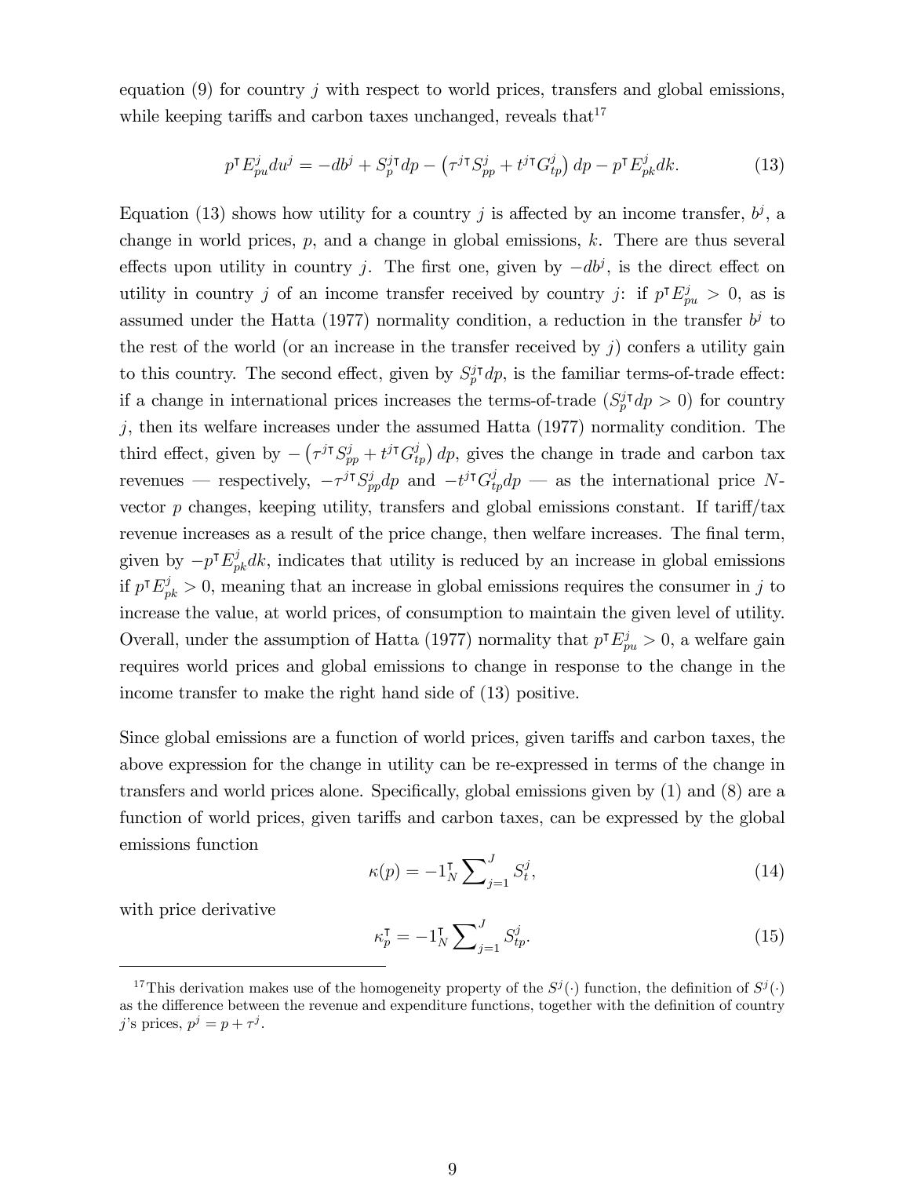equation (9) for country $j$ with respect to world prices, transfers and global emissions, while keeping tariffs and carbon taxes unchanged, reveals that[17]

$$p^{\intercal}E^{j}_{pu}du^{j} = -db^{j} + S^{j\intercal}_{p}dp - \left(\tau^{j\intercal}S^{j}_{pp} + t^{j\intercal}G^{j}_{tp}\right)dp - p^{\intercal}E^{j}_{pk}dk. \tag{13}$$

Equation (13) shows how utility for a country $j$ is affected by an income transfer, $b^{j}$, a change in world prices, $p$, and a change in global emissions, $k$. There are thus several effects upon utility in country $j$. The first one, given by $-db^{j}$, is the direct effect on utility in country $j$ of an income transfer received by country $j$: if $p^{\intercal}E^{j}_{pu} > 0$, as is assumed under the Hatta (1977) normality condition, a reduction in the transfer $b^{j}$ to the rest of the world (or an increase in the transfer received by $j$) confers a utility gain to this country. The second effect, given by $S^{j\intercal}_{p}dp$, is the familiar terms-of-trade effect: if a change in international prices increases the terms-of-trade ($S^{j\intercal}_{p}dp > 0$) for country $j$, then its welfare increases under the assumed Hatta (1977) normality condition. The third effect, given by $-\left(\tau^{j\intercal}S^{j}_{pp} + t^{j\intercal}G^{j}_{tp}\right)dp$, gives the change in trade and carbon tax revenues — respectively, $-\tau^{j\intercal}S^{j}_{pp}dp$ and $-t^{j\intercal}G^{j}_{tp}dp$ — as the international price $N$-vector $p$ changes, keeping utility, transfers and global emissions constant. If tariff/tax revenue increases as a result of the price change, then welfare increases. The final term, given by $-p^{\intercal}E^{j}_{pk}dk$, indicates that utility is reduced by an increase in global emissions if $p^{\intercal}E^{j}_{pk} > 0$, meaning that an increase in global emissions requires the consumer in $j$ to increase the value, at world prices, of consumption to maintain the given level of utility. Overall, under the assumption of Hatta (1977) normality that $p^{\intercal}E^{j}_{pu} > 0$, a welfare gain requires world prices and global emissions to change in response to the change in the income transfer to make the right hand side of (13) positive.

Since global emissions are a function of world prices, given tariffs and carbon taxes, the above expression for the change in utility can be re-expressed in terms of the change in transfers and world prices alone. Specifically, global emissions given by (1) and (8) are a function of world prices, given tariffs and carbon taxes, can be expressed by the global emissions function

$$\kappa(p) = -1^{\intercal}_{N}\sum\nolimits_{j=1}^{J} S^{j}_{t}, \tag{14}$$

with price derivative

$$\kappa^{\intercal}_{p} = -1^{\intercal}_{N}\sum\nolimits_{j=1}^{J} S^{j}_{tp}. \tag{15}$$

[17]This derivation makes use of the homogeneity property of the $S^{j}(\cdot)$ function, the definition of $S^{j}(\cdot)$ as the difference between the revenue and expenditure functions, together with the definition of country $j$'s prices, $p^{j} = p + \tau^{j}$.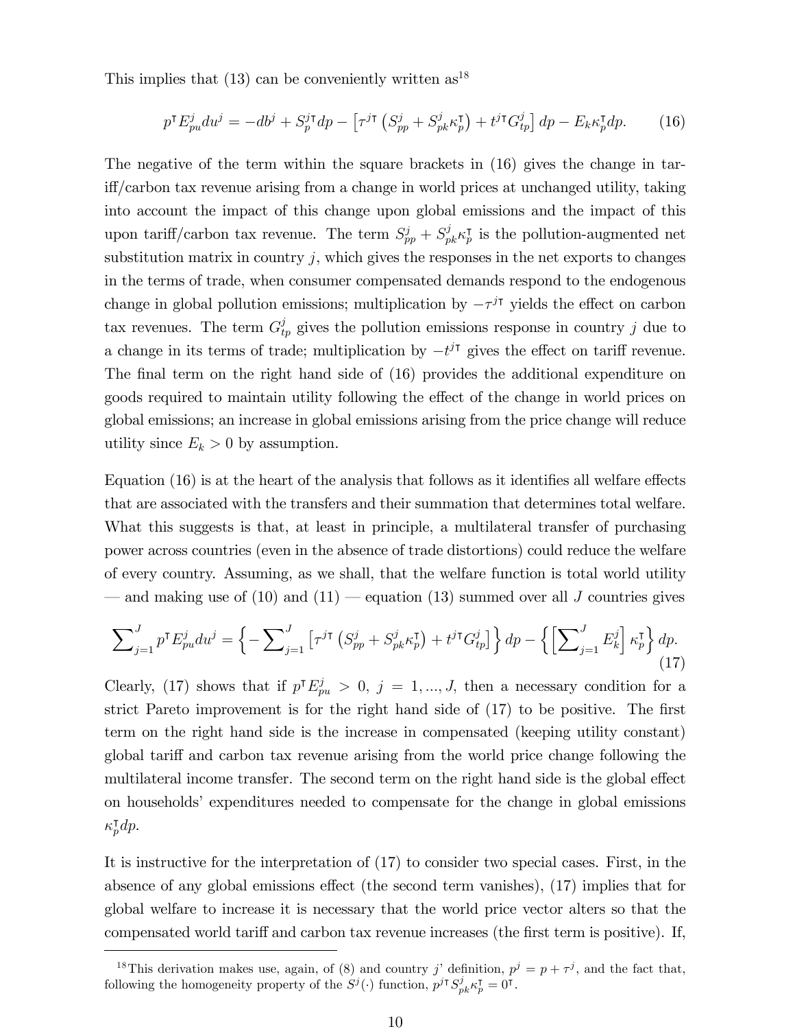This implies that (13) can be conveniently written as[18]

$$p^{\intercal} E_{pu}^{j} du^{j} = -db^{j} + S_{p}^{j\intercal} dp - \left[\tau^{j\intercal}\left(S_{pp}^{j} + S_{pk}^{j}\kappa_{p}^{\intercal}\right) + t^{j\intercal} G_{tp}^{j}\right] dp - E_{k}\kappa_{p}^{\intercal} dp. \tag{16}$$

The negative of the term within the square brackets in (16) gives the change in tariff/carbon tax revenue arising from a change in world prices at unchanged utility, taking into account the impact of this change upon global emissions and the impact of this upon tariff/carbon tax revenue. The term $S_{pp}^{j} + S_{pk}^{j}\kappa_{p}^{\intercal}$ is the pollution-augmented net substitution matrix in country $j$, which gives the responses in the net exports to changes in the terms of trade, when consumer compensated demands respond to the endogenous change in global pollution emissions; multiplication by $-\tau^{j\intercal}$ yields the effect on carbon tax revenues. The term $G_{tp}^{j}$ gives the pollution emissions response in country $j$ due to a change in its terms of trade; multiplication by $-t^{j\intercal}$ gives the effect on tariff revenue. The final term on the right hand side of (16) provides the additional expenditure on goods required to maintain utility following the effect of the change in world prices on global emissions; an increase in global emissions arising from the price change will reduce utility since $E_{k} > 0$ by assumption.

Equation (16) is at the heart of the analysis that follows as it identifies all welfare effects that are associated with the transfers and their summation that determines total welfare. What this suggests is that, at least in principle, a multilateral transfer of purchasing power across countries (even in the absence of trade distortions) could reduce the welfare of every country. Assuming, as we shall, that the welfare function is total world utility — and making use of (10) and (11) — equation (13) summed over all $J$ countries gives

$$\sum\nolimits_{j=1}^{J} p^{\intercal} E_{pu}^{j} du^{j} = \left\{-\sum\nolimits_{j=1}^{J}\left[\tau^{j\intercal}\left(S_{pp}^{j} + S_{pk}^{j}\kappa_{p}^{\intercal}\right) + t^{j\intercal} G_{tp}^{j}\right]\right\} dp - \left\{\left[\sum\nolimits_{j=1}^{J} E_{k}^{j}\right]\kappa_{p}^{\intercal}\right\} dp. \tag{17}$$

Clearly, (17) shows that if $p^{\intercal} E_{pu}^{j} > 0$, $j = 1, ..., J$, then a necessary condition for a strict Pareto improvement is for the right hand side of (17) to be positive. The first term on the right hand side is the increase in compensated (keeping utility constant) global tariff and carbon tax revenue arising from the world price change following the multilateral income transfer. The second term on the right hand side is the global effect on households' expenditures needed to compensate for the change in global emissions $\kappa_{p}^{\intercal} dp$.

It is instructive for the interpretation of (17) to consider two special cases. First, in the absence of any global emissions effect (the second term vanishes), (17) implies that for global welfare to increase it is necessary that the world price vector alters so that the compensated world tariff and carbon tax revenue increases (the first term is positive). If,

[18] This derivation makes use, again, of (8) and country $j$' definition, $p^{j} = p + \tau^{j}$, and the fact that, following the homogeneity property of the $S^{j}(\cdot)$ function, $p^{j\intercal} S_{pk}^{j}\kappa_{p}^{\intercal} = 0^{\intercal}$.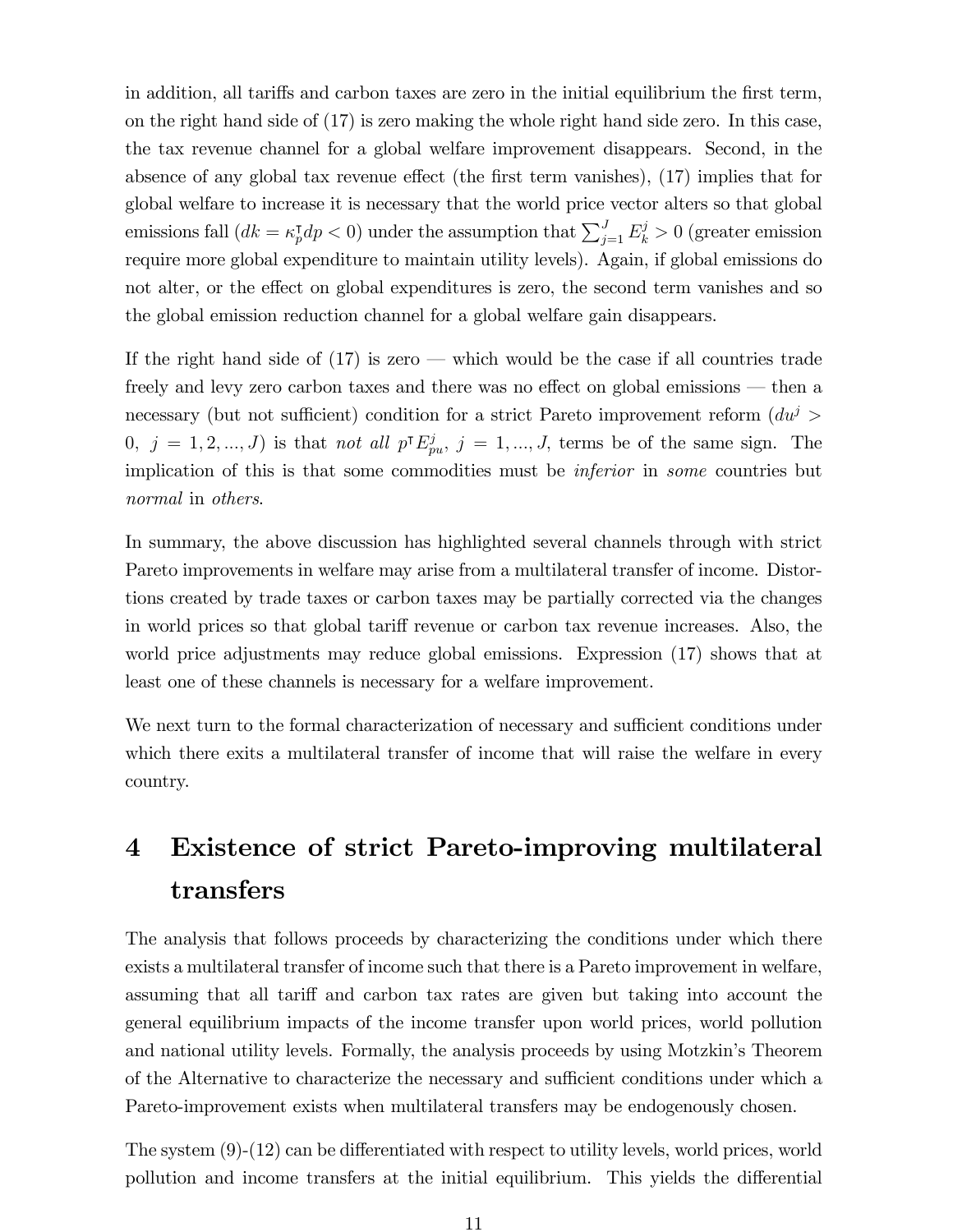in addition, all tariffs and carbon taxes are zero in the initial equilibrium the first term, on the right hand side of (17) is zero making the whole right hand side zero. In this case, the tax revenue channel for a global welfare improvement disappears. Second, in the absence of any global tax revenue effect (the first term vanishes), (17) implies that for global welfare to increase it is necessary that the world price vector alters so that global emissions fall ($dk = \kappa_p^{\intercal} dp < 0$) under the assumption that $\sum_{j=1}^{J} E_k^j > 0$ (greater emission require more global expenditure to maintain utility levels). Again, if global emissions do not alter, or the effect on global expenditures is zero, the second term vanishes and so the global emission reduction channel for a global welfare gain disappears.

If the right hand side of (17) is zero — which would be the case if all countries trade freely and levy zero carbon taxes and there was no effect on global emissions — then a necessary (but not sufficient) condition for a strict Pareto improvement reform ($du^j > 0, \ j = 1, 2, ..., J$) is that *not all* $p^{\intercal} E_{pu}^j, \ j = 1, ..., J,$ terms be of the same sign. The implication of this is that some commodities must be *inferior* in *some* countries but *normal* in *others*.

In summary, the above discussion has highlighted several channels through with strict Pareto improvements in welfare may arise from a multilateral transfer of income. Distortions created by trade taxes or carbon taxes may be partially corrected via the changes in world prices so that global tariff revenue or carbon tax revenue increases. Also, the world price adjustments may reduce global emissions. Expression (17) shows that at least one of these channels is necessary for a welfare improvement.

We next turn to the formal characterization of necessary and sufficient conditions under which there exits a multilateral transfer of income that will raise the welfare in every country.

# 4 Existence of strict Pareto-improving multilateral transfers

The analysis that follows proceeds by characterizing the conditions under which there exists a multilateral transfer of income such that there is a Pareto improvement in welfare, assuming that all tariff and carbon tax rates are given but taking into account the general equilibrium impacts of the income transfer upon world prices, world pollution and national utility levels. Formally, the analysis proceeds by using Motzkin's Theorem of the Alternative to characterize the necessary and sufficient conditions under which a Pareto-improvement exists when multilateral transfers may be endogenously chosen.

The system (9)-(12) can be differentiated with respect to utility levels, world prices, world pollution and income transfers at the initial equilibrium. This yields the differential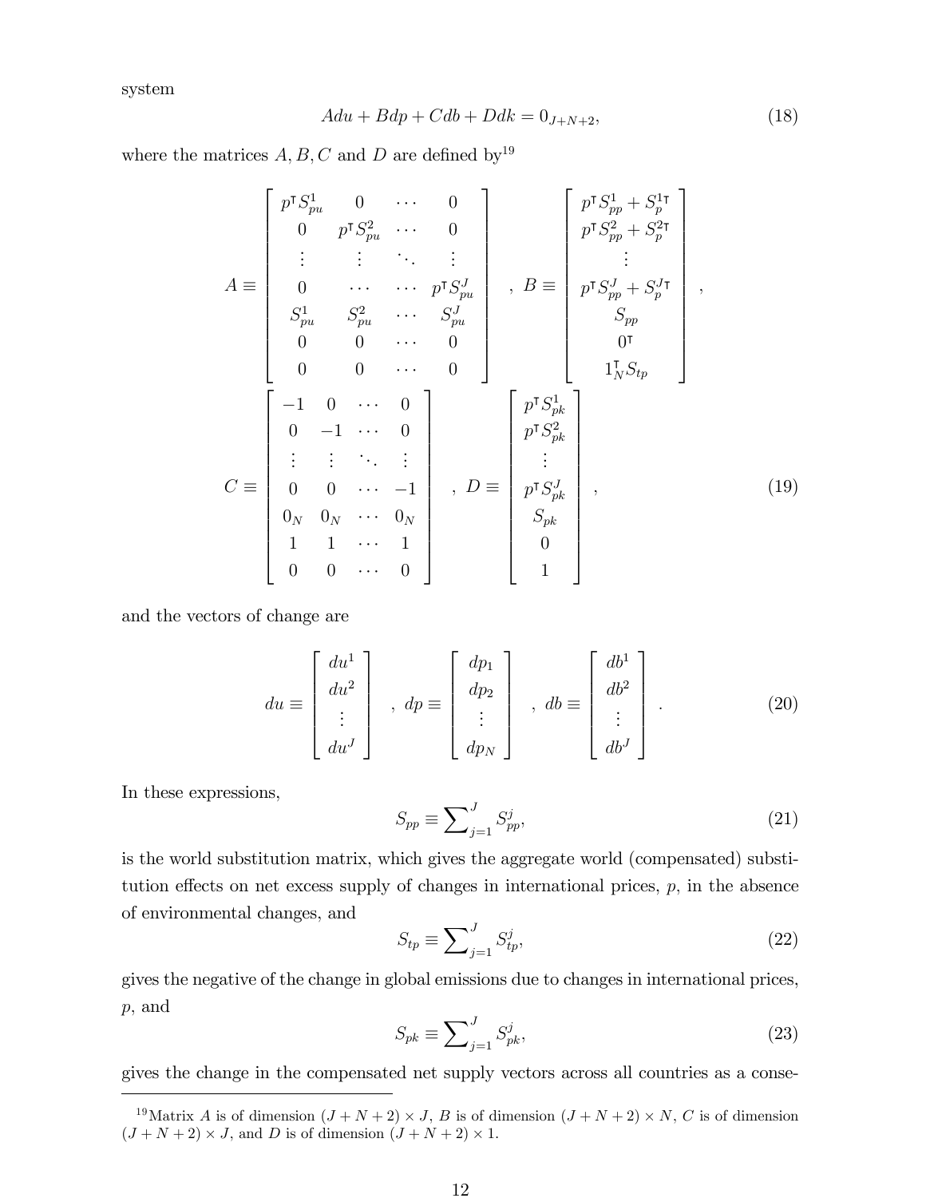system

$$
Adu + Bdp + Cdb + Ddk = 0_{J+N+2}, \tag{18}
$$

where the matrices $A, B, C$ and $D$ are defined by[19]

$$
A \equiv \begin{bmatrix} p^{\intercal} S_{pu}^{1} & 0 & \cdots & 0 \\ 0 & p^{\intercal} S_{pu}^{2} & \cdots & 0 \\ \vdots & \vdots & \ddots & \vdots \\ 0 & \cdots & \cdots & p^{\intercal} S_{pu}^{J} \\ S_{pu}^{1} & S_{pu}^{2} & \cdots & S_{pu}^{J} \\ 0 & 0 & \cdots & 0 \\ 0 & 0 & \cdots & 0 \end{bmatrix}, \quad B \equiv \begin{bmatrix} p^{\intercal} S_{pp}^{1} + S_{p}^{1\intercal} \\ p^{\intercal} S_{pp}^{2} + S_{p}^{2\intercal} \\ \vdots \\ p^{\intercal} S_{pp}^{J} + S_{p}^{J\intercal} \\ S_{pp} \\ 0^{\intercal} \\ 1_{N}^{\intercal} S_{tp} \end{bmatrix},
$$

$$
C \equiv \begin{bmatrix} -1 & 0 & \cdots & 0 \\ 0 & -1 & \cdots & 0 \\ \vdots & \vdots & \ddots & \vdots \\ 0 & 0 & \cdots & -1 \\ 0_{N} & 0_{N} & \cdots & 0_{N} \\ 1 & 1 & \cdots & 1 \\ 0 & 0 & \cdots & 0 \end{bmatrix}, \quad D \equiv \begin{bmatrix} p^{\intercal} S_{pk}^{1} \\ p^{\intercal} S_{pk}^{2} \\ \vdots \\ p^{\intercal} S_{pk}^{J} \\ S_{pk} \\ 0 \\ 1 \end{bmatrix}, \tag{19}
$$

and the vectors of change are

$$
du \equiv \begin{bmatrix} du^{1} \\ du^{2} \\ \vdots \\ du^{J} \end{bmatrix}, \quad dp \equiv \begin{bmatrix} dp_{1} \\ dp_{2} \\ \vdots \\ dp_{N} \end{bmatrix}, \quad db \equiv \begin{bmatrix} db^{1} \\ db^{2} \\ \vdots \\ db^{J} \end{bmatrix}. \tag{20}
$$

In these expressions,

$$
S_{pp} \equiv \sum\nolimits_{j=1}^{J} S_{pp}^{j}, \tag{21}
$$

is the world substitution matrix, which gives the aggregate world (compensated) substitution effects on net excess supply of changes in international prices, $p$, in the absence of environmental changes, and

$$
S_{tp} \equiv \sum\nolimits_{j=1}^{J} S_{tp}^{j}, \tag{22}
$$

gives the negative of the change in global emissions due to changes in international prices, $p$, and

$$
S_{pk} \equiv \sum\nolimits_{j=1}^{J} S_{pk}^{j}, \tag{23}
$$

gives the change in the compensated net supply vectors across all countries as a conse-

---

[19] Matrix $A$ is of dimension $(J + N + 2) \times J$, $B$ is of dimension $(J + N + 2) \times N$, $C$ is of dimension $(J + N + 2) \times J$, and $D$ is of dimension $(J + N + 2) \times 1$.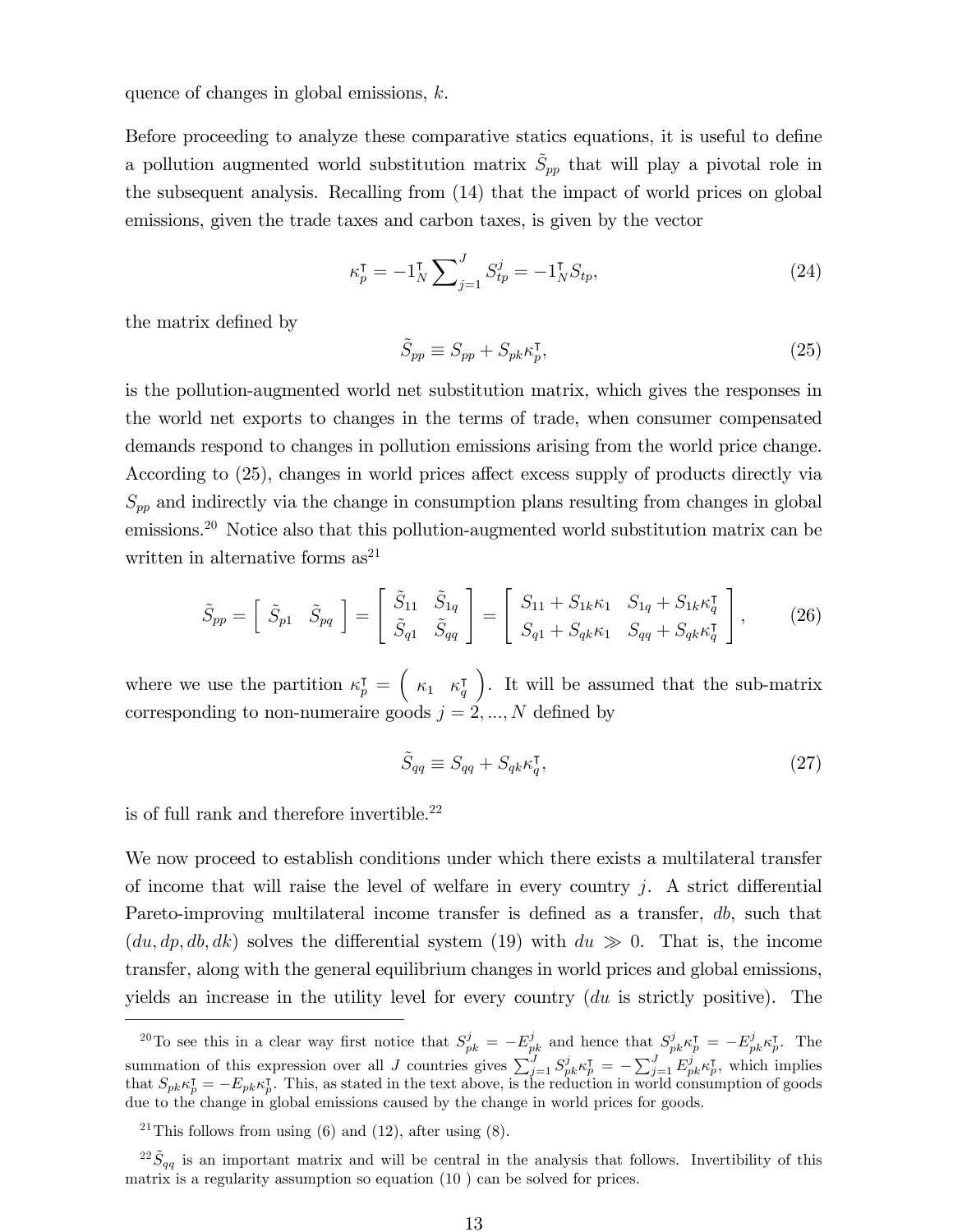quence of changes in global emissions, $k$.

Before proceeding to analyze these comparative statics equations, it is useful to define a pollution augmented world substitution matrix $\tilde{S}_{pp}$ that will play a pivotal role in the subsequent analysis. Recalling from (14) that the impact of world prices on global emissions, given the trade taxes and carbon taxes, is given by the vector

$$\kappa_p^\intercal = -1_N^\intercal \sum_{j=1}^{J} S_{tp}^j = -1_N^\intercal S_{tp}, \tag{24}$$

the matrix defined by

$$\tilde{S}_{pp} \equiv S_{pp} + S_{pk}\kappa_p^\intercal, \tag{25}$$

is the pollution-augmented world net substitution matrix, which gives the responses in the world net exports to changes in the terms of trade, when consumer compensated demands respond to changes in pollution emissions arising from the world price change. According to (25), changes in world prices affect excess supply of products directly via $S_{pp}$ and indirectly via the change in consumption plans resulting from changes in global emissions.[20] Notice also that this pollution-augmented world substitution matrix can be written in alternative forms as[21]

$$\tilde{S}_{pp} = \left[ \begin{array}{cc} \tilde{S}_{p1} & \tilde{S}_{pq} \end{array} \right] = \left[ \begin{array}{cc} \tilde{S}_{11} & \tilde{S}_{1q} \\ \tilde{S}_{q1} & \tilde{S}_{qq} \end{array} \right] = \left[ \begin{array}{cc} S_{11} + S_{1k}\kappa_1 & S_{1q} + S_{1k}\kappa_q^\intercal \\ S_{q1} + S_{qk}\kappa_1 & S_{qq} + S_{qk}\kappa_q^\intercal \end{array} \right], \tag{26}$$

where we use the partition $\kappa_p^\intercal = \left( \begin{array}{cc} \kappa_1 & \kappa_q^\intercal \end{array} \right)$. It will be assumed that the sub-matrix corresponding to non-numeraire goods $j = 2, ..., N$ defined by

$$\tilde{S}_{qq} \equiv S_{qq} + S_{qk}\kappa_q^\intercal, \tag{27}$$

is of full rank and therefore invertible.[22]

We now proceed to establish conditions under which there exists a multilateral transfer of income that will raise the level of welfare in every country $j$. A strict differential Pareto-improving multilateral income transfer is defined as a transfer, $db$, such that $(du, dp, db, dk)$ solves the differential system (19) with $du \gg 0$. That is, the income transfer, along with the general equilibrium changes in world prices and global emissions, yields an increase in the utility level for every country ($du$ is strictly positive). The

---

[20] To see this in a clear way first notice that $S_{pk}^j = -E_{pk}^j$ and hence that $S_{pk}^j\kappa_p^\intercal = -E_{pk}^j\kappa_p^\intercal$. The summation of this expression over all $J$ countries gives $\sum_{j=1}^{J} S_{pk}^j\kappa_p^\intercal = -\sum_{j=1}^{J} E_{pk}^j\kappa_p^\intercal$, which implies that $S_{pk}\kappa_p^\intercal = -E_{pk}\kappa_p^\intercal$. This, as stated in the text above, is the reduction in world consumption of goods due to the change in global emissions caused by the change in world prices for goods.

[21] This follows from using (6) and (12), after using (8).

[22] $\tilde{S}_{qq}$ is an important matrix and will be central in the analysis that follows. Invertibility of this matrix is a regularity assumption so equation (10 ) can be solved for prices.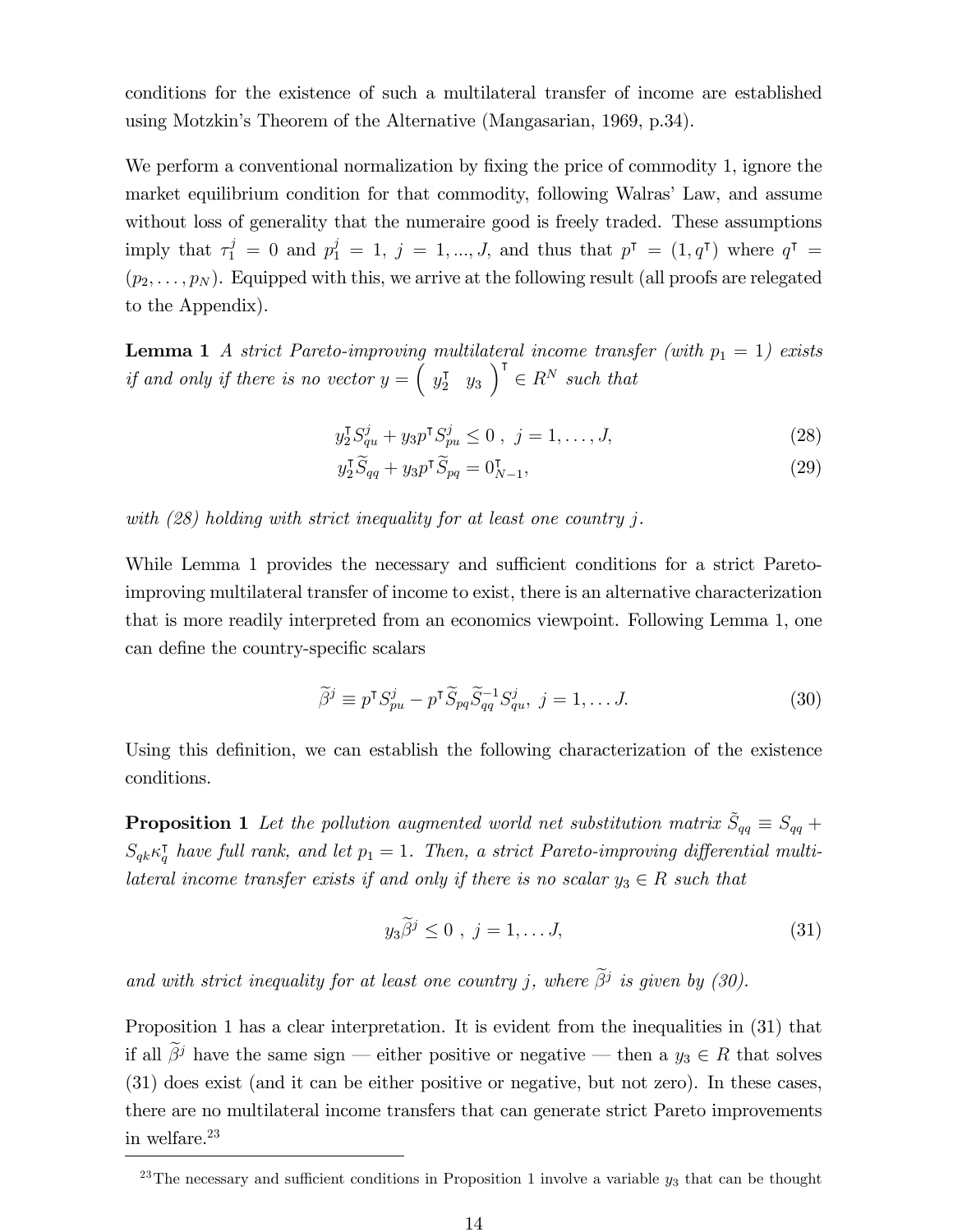conditions for the existence of such a multilateral transfer of income are established using Motzkin's Theorem of the Alternative (Mangasarian, 1969, p.34).

We perform a conventional normalization by fixing the price of commodity 1, ignore the market equilibrium condition for that commodity, following Walras' Law, and assume without loss of generality that the numeraire good is freely traded. These assumptions imply that $\tau_1^j = 0$ and $p_1^j = 1$, $j = 1, ..., J$, and thus that $p^\intercal = (1, q^\intercal)$ where $q^\intercal = (p_2, \ldots, p_N)$. Equipped with this, we arrive at the following result (all proofs are relegated to the Appendix).

**Lemma 1** *A strict Pareto-improving multilateral income transfer (with $p_1 = 1$) exists if and only if there is no vector $y = \begin{pmatrix} y_2^\intercal & y_3 \end{pmatrix}^\intercal \in R^N$ such that*

$$y_2^\intercal S_{qu}^j + y_3 p^\intercal S_{pu}^j \leq 0 \ , \ j = 1, \ldots, J, \tag{28}$$

$$y_2^\intercal \widetilde{S}_{qq} + y_3 p^\intercal \widetilde{S}_{pq} = 0_{N-1}^\intercal, \tag{29}$$

*with (28) holding with strict inequality for at least one country $j$.*

While Lemma 1 provides the necessary and sufficient conditions for a strict Pareto-improving multilateral transfer of income to exist, there is an alternative characterization that is more readily interpreted from an economics viewpoint. Following Lemma 1, one can define the country-specific scalars

$$\widetilde{\beta}^j \equiv p^\intercal S_{pu}^j - p^\intercal \widetilde{S}_{pq} \widetilde{S}_{qq}^{-1} S_{qu}^j, \ j = 1, \ldots J. \tag{30}$$

Using this definition, we can establish the following characterization of the existence conditions.

**Proposition 1** *Let the pollution augmented world net substitution matrix $\tilde{S}_{qq} \equiv S_{qq} + S_{qk}\kappa_q^\intercal$ have full rank, and let $p_1 = 1$. Then, a strict Pareto-improving differential multilateral income transfer exists if and only if there is no scalar $y_3 \in R$ such that*

$$y_3 \widetilde{\beta}^j \leq 0 \ , \ j = 1, \ldots J, \tag{31}$$

*and with strict inequality for at least one country $j$, where $\widetilde{\beta}^j$ is given by (30).*

Proposition 1 has a clear interpretation. It is evident from the inequalities in (31) that if all $\widetilde{\beta}^j$ have the same sign — either positive or negative — then a $y_3 \in R$ that solves (31) does exist (and it can be either positive or negative, but not zero). In these cases, there are no multilateral income transfers that can generate strict Pareto improvements in welfare.[23]

[23] The necessary and sufficient conditions in Proposition 1 involve a variable $y_3$ that can be thought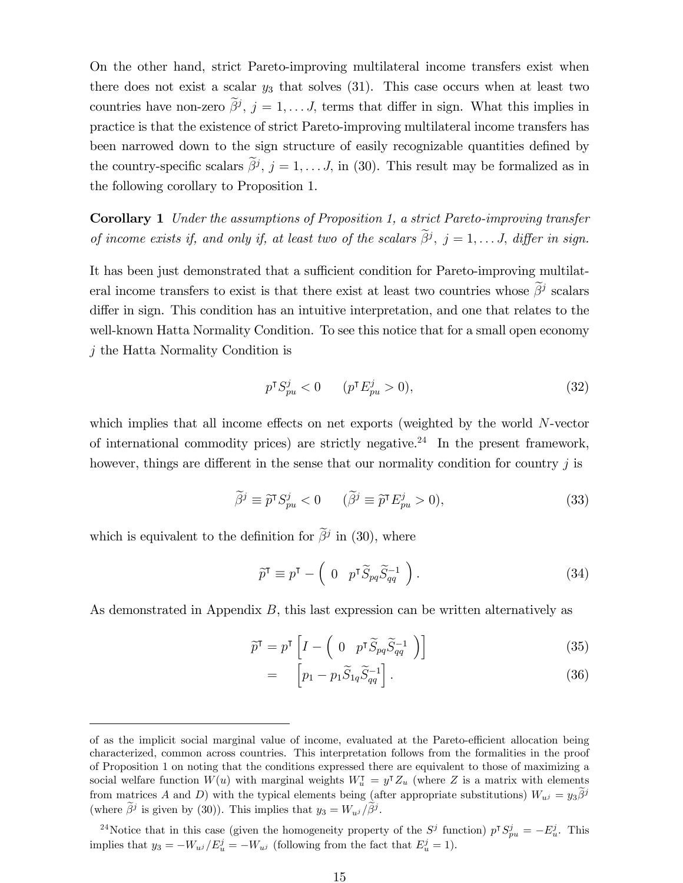On the other hand, strict Pareto-improving multilateral income transfers exist when there does not exist a scalar $y_3$ that solves (31). This case occurs when at least two countries have non-zero $\widetilde{\beta}^j$, $j = 1, \ldots J$, terms that differ in sign. What this implies in practice is that the existence of strict Pareto-improving multilateral income transfers has been narrowed down to the sign structure of easily recognizable quantities defined by the country-specific scalars $\widetilde{\beta}^j$, $j = 1, \ldots J$, in (30). This result may be formalized as in the following corollary to Proposition 1.

**Corollary 1** *Under the assumptions of Proposition 1, a strict Pareto-improving transfer of income exists if, and only if, at least two of the scalars $\widetilde{\beta}^j$, $j = 1, \ldots J$, differ in sign.*

It has been just demonstrated that a sufficient condition for Pareto-improving multilateral income transfers to exist is that there exist at least two countries whose $\widetilde{\beta}^j$ scalars differ in sign. This condition has an intuitive interpretation, and one that relates to the well-known Hatta Normality Condition. To see this notice that for a small open economy $j$ the Hatta Normality Condition is

$$p^\intercal S^j_{pu} < 0 \qquad (p^\intercal E^j_{pu} > 0), \tag{32}$$

which implies that all income effects on net exports (weighted by the world $N$-vector of international commodity prices) are strictly negative.[24] In the present framework, however, things are different in the sense that our normality condition for country $j$ is

$$\widetilde{\beta}^j \equiv \widetilde{p}^\intercal S^j_{pu} < 0 \qquad (\widetilde{\beta}^j \equiv \widetilde{p}^\intercal E^j_{pu} > 0), \tag{33}$$

which is equivalent to the definition for $\widetilde{\beta}^j$ in (30), where

$$\widetilde{p}^\intercal \equiv p^\intercal - \begin{pmatrix} 0 & p^\intercal \widetilde{S}_{pq} \widetilde{S}^{-1}_{qq} \end{pmatrix}. \tag{34}$$

As demonstrated in Appendix $B$, this last expression can be written alternatively as

$$\widetilde{p}^\intercal = p^\intercal \left[ I - \begin{pmatrix} 0 & p^\intercal \widetilde{S}_{pq} \widetilde{S}^{-1}_{qq} \end{pmatrix} \right] \tag{35}$$

$$= \left[ p_1 - p_1 \widetilde{S}_{1q} \widetilde{S}^{-1}_{qq} \right]. \tag{36}$$

---

of as the implicit social marginal value of income, evaluated at the Pareto-efficient allocation being characterized, common across countries. This interpretation follows from the formalities in the proof of Proposition 1 on noting that the conditions expressed there are equivalent to those of maximizing a social welfare function $W(u)$ with marginal weights $W^\intercal_u = y^\intercal Z_u$ (where $Z$ is a matrix with elements from matrices $A$ and $D$) with the typical elements being (after appropriate substitutions) $W_{u^j} = y_3 \widetilde{\beta}^j$ (where $\widetilde{\beta}^j$ is given by (30)). This implies that $y_3 = W_{u^j} / \widetilde{\beta}^j$.

[24] Notice that in this case (given the homogeneity property of the $S^j$ function) $p^\intercal S^j_{pu} = -E^j_u$. This implies that $y_3 = -W_{u^j}/E^j_u = -W_{u^j}$ (following from the fact that $E^j_u = 1$).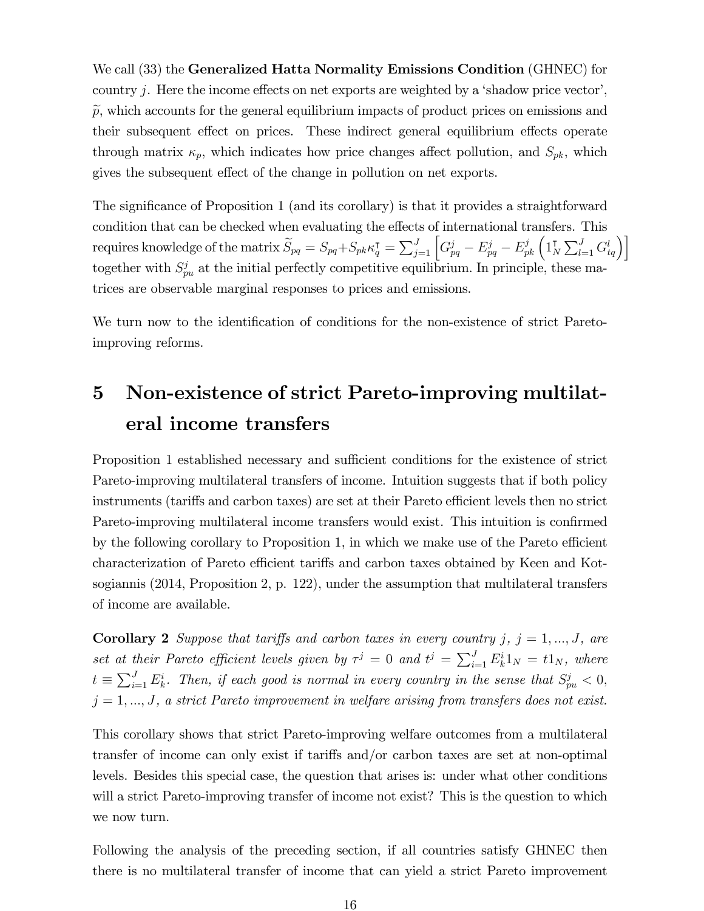We call (33) the **Generalized Hatta Normality Emissions Condition** (GHNEC) for country $j$. Here the income effects on net exports are weighted by a 'shadow price vector', $\widetilde{p}$, which accounts for the general equilibrium impacts of product prices on emissions and their subsequent effect on prices. These indirect general equilibrium effects operate through matrix $\kappa_p$, which indicates how price changes affect pollution, and $S_{pk}$, which gives the subsequent effect of the change in pollution on net exports.

The significance of Proposition 1 (and its corollary) is that it provides a straightforward condition that can be checked when evaluating the effects of international transfers. This requires knowledge of the matrix $\widetilde{S}_{pq} = S_{pq} + S_{pk}\kappa_q^{\intercal} = \sum_{j=1}^{J}\left[G_{pq}^j - E_{pq}^j - E_{pk}^j\left(1_N^{\intercal}\sum_{l=1}^{J}G_{tq}^l\right)\right]$ together with $S_{pu}^j$ at the initial perfectly competitive equilibrium. In principle, these matrices are observable marginal responses to prices and emissions.

We turn now to the identification of conditions for the non-existence of strict Pareto-improving reforms.

# 5 Non-existence of strict Pareto-improving multilateral income transfers

Proposition 1 established necessary and sufficient conditions for the existence of strict Pareto-improving multilateral transfers of income. Intuition suggests that if both policy instruments (tariffs and carbon taxes) are set at their Pareto efficient levels then no strict Pareto-improving multilateral income transfers would exist. This intuition is confirmed by the following corollary to Proposition 1, in which we make use of the Pareto efficient characterization of Pareto efficient tariffs and carbon taxes obtained by Keen and Kotsogiannis (2014, Proposition 2, p. 122), under the assumption that multilateral transfers of income are available.

**Corollary 2** *Suppose that tariffs and carbon taxes in every country $j$, $j = 1, ..., J$, are set at their Pareto efficient levels given by $\tau^j = 0$ and $t^j = \sum_{i=1}^{J} E_k^i 1_N = t1_N$, where $t \equiv \sum_{i=1}^{J} E_k^i$. Then, if each good is normal in every country in the sense that $S_{pu}^j < 0$, $j = 1, ..., J$, a strict Pareto improvement in welfare arising from transfers does not exist.*

This corollary shows that strict Pareto-improving welfare outcomes from a multilateral transfer of income can only exist if tariffs and/or carbon taxes are set at non-optimal levels. Besides this special case, the question that arises is: under what other conditions will a strict Pareto-improving transfer of income not exist? This is the question to which we now turn.

Following the analysis of the preceding section, if all countries satisfy GHNEC then there is no multilateral transfer of income that can yield a strict Pareto improvement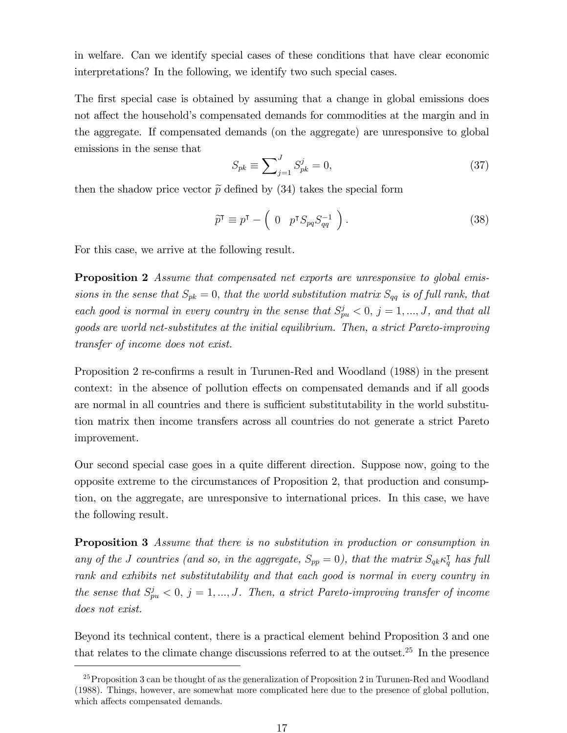in welfare. Can we identify special cases of these conditions that have clear economic interpretations? In the following, we identify two such special cases.

The first special case is obtained by assuming that a change in global emissions does not affect the household's compensated demands for commodities at the margin and in the aggregate. If compensated demands (on the aggregate) are unresponsive to global emissions in the sense that

$$S_{pk} \equiv \sum\nolimits_{j=1}^{J} S_{pk}^{j} = 0, \tag{37}$$

then the shadow price vector $\widetilde{p}$ defined by (34) takes the special form

$$\widetilde{p}^{\intercal} \equiv p^{\intercal} - \begin{pmatrix} 0 & p^{\intercal} S_{pq} S_{qq}^{-1} \end{pmatrix}. \tag{38}$$

For this case, we arrive at the following result.

**Proposition 2** *Assume that compensated net exports are unresponsive to global emissions in the sense that $S_{pk} = 0$, that the world substitution matrix $S_{qq}$ is of full rank, that each good is normal in every country in the sense that $S_{pu}^{j} < 0$, $j = 1, ..., J$, and that all goods are world net-substitutes at the initial equilibrium. Then, a strict Pareto-improving transfer of income does not exist.*

Proposition 2 re-confirms a result in Turunen-Red and Woodland (1988) in the present context: in the absence of pollution effects on compensated demands and if all goods are normal in all countries and there is sufficient substitutability in the world substitution matrix then income transfers across all countries do not generate a strict Pareto improvement.

Our second special case goes in a quite different direction. Suppose now, going to the opposite extreme to the circumstances of Proposition 2, that production and consumption, on the aggregate, are unresponsive to international prices. In this case, we have the following result.

**Proposition 3** *Assume that there is no substitution in production or consumption in any of the J countries (and so, in the aggregate, $S_{pp} = 0$), that the matrix $S_{qk}\kappa_q^{\intercal}$ has full rank and exhibits net substitutability and that each good is normal in every country in the sense that $S_{pu}^{j} < 0$, $j = 1, ..., J$. Then, a strict Pareto-improving transfer of income does not exist.*

Beyond its technical content, there is a practical element behind Proposition 3 and one that relates to the climate change discussions referred to at the outset.[25] In the presence

[25] Proposition 3 can be thought of as the generalization of Proposition 2 in Turunen-Red and Woodland (1988). Things, however, are somewhat more complicated here due to the presence of global pollution, which affects compensated demands.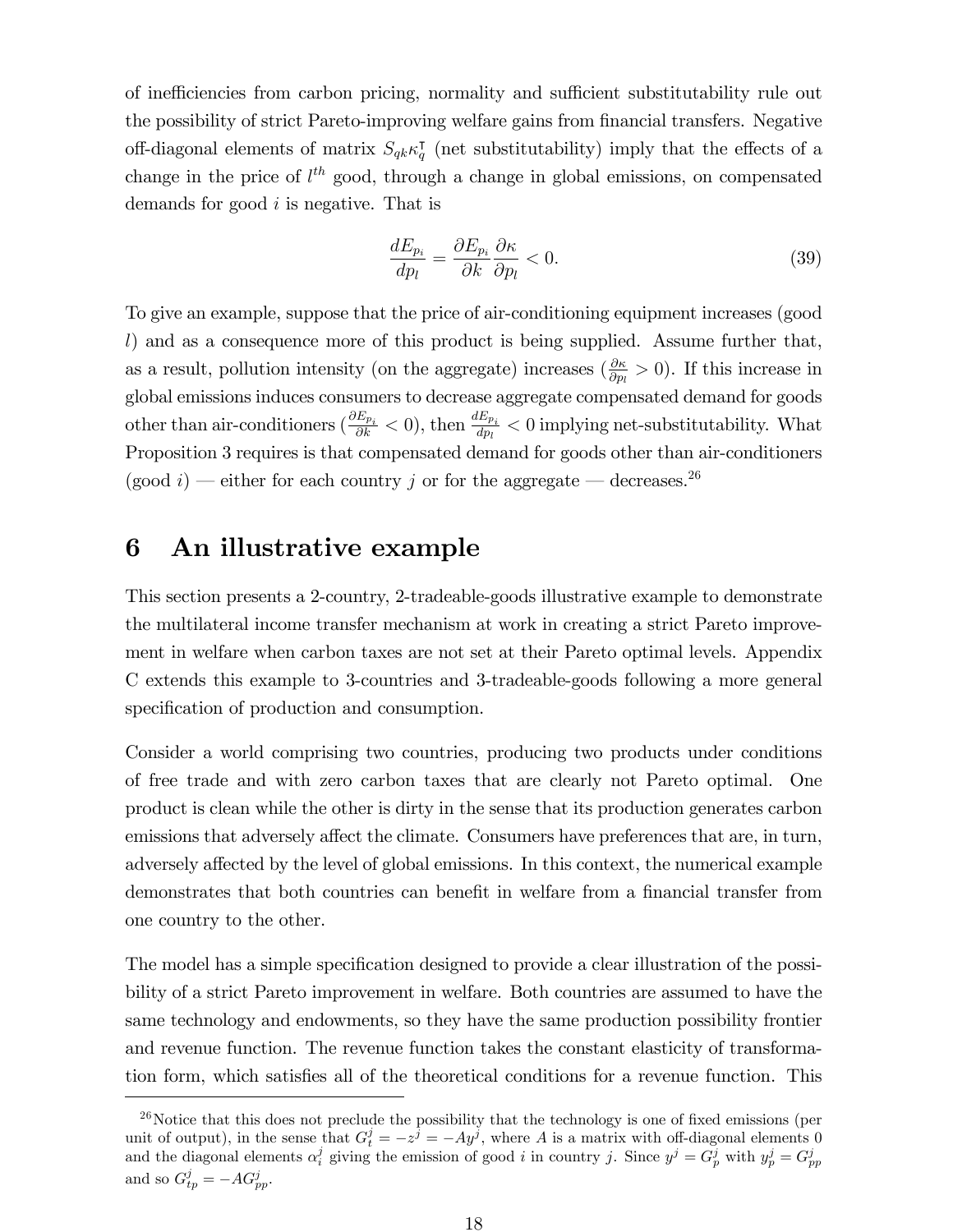of inefficiencies from carbon pricing, normality and sufficient substitutability rule out the possibility of strict Pareto-improving welfare gains from financial transfers. Negative off-diagonal elements of matrix $S_{qk}\kappa_q^{\intercal}$ (net substitutability) imply that the effects of a change in the price of $l^{th}$ good, through a change in global emissions, on compensated demands for good $i$ is negative. That is

$$\frac{dE_{p_i}}{dp_l} = \frac{\partial E_{p_i}}{\partial k}\frac{\partial \kappa}{\partial p_l} < 0. \tag{39}$$

To give an example, suppose that the price of air-conditioning equipment increases (good $l$) and as a consequence more of this product is being supplied. Assume further that, as a result, pollution intensity (on the aggregate) increases ($\frac{\partial \kappa}{\partial p_l} > 0$). If this increase in global emissions induces consumers to decrease aggregate compensated demand for goods other than air-conditioners ($\frac{\partial E_{p_i}}{\partial k} < 0$), then $\frac{dE_{p_i}}{dp_l} < 0$ implying net-substitutability. What Proposition 3 requires is that compensated demand for goods other than air-conditioners (good $i$) — either for each country $j$ or for the aggregate — decreases.[26]

## 6 An illustrative example

This section presents a 2-country, 2-tradeable-goods illustrative example to demonstrate the multilateral income transfer mechanism at work in creating a strict Pareto improvement in welfare when carbon taxes are not set at their Pareto optimal levels. Appendix C extends this example to 3-countries and 3-tradeable-goods following a more general specification of production and consumption.

Consider a world comprising two countries, producing two products under conditions of free trade and with zero carbon taxes that are clearly not Pareto optimal. One product is clean while the other is dirty in the sense that its production generates carbon emissions that adversely affect the climate. Consumers have preferences that are, in turn, adversely affected by the level of global emissions. In this context, the numerical example demonstrates that both countries can benefit in welfare from a financial transfer from one country to the other.

The model has a simple specification designed to provide a clear illustration of the possibility of a strict Pareto improvement in welfare. Both countries are assumed to have the same technology and endowments, so they have the same production possibility frontier and revenue function. The revenue function takes the constant elasticity of transformation form, which satisfies all of the theoretical conditions for a revenue function. This

[26] Notice that this does not preclude the possibility that the technology is one of fixed emissions (per unit of output), in the sense that $G_t^j = -z^j = -Ay^j$, where $A$ is a matrix with off-diagonal elements 0 and the diagonal elements $\alpha_i^j$ giving the emission of good $i$ in country $j$. Since $y^j = G_p^j$ with $y_p^j = G_{pp}^j$ and so $G_{tp}^j = -AG_{pp}^j$.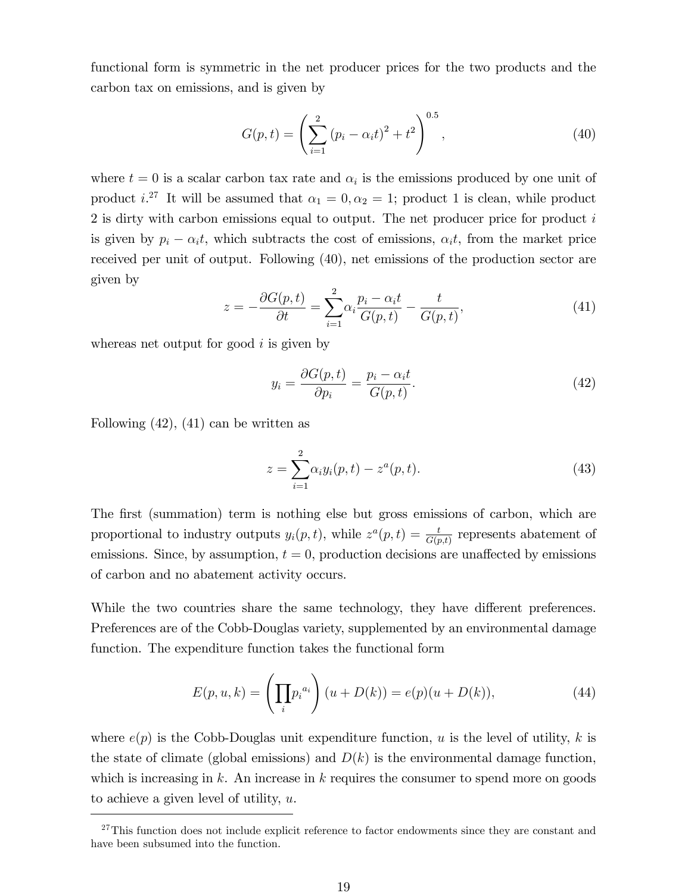functional form is symmetric in the net producer prices for the two products and the carbon tax on emissions, and is given by

$$G(p,t) = \left( \sum_{i=1}^{2} (p_i - \alpha_i t)^2 + t^2 \right)^{0.5}, \tag{40}$$

where $t = 0$ is a scalar carbon tax rate and $\alpha_i$ is the emissions produced by one unit of product $i$.[27] It will be assumed that $\alpha_1 = 0, \alpha_2 = 1$; product 1 is clean, while product 2 is dirty with carbon emissions equal to output. The net producer price for product $i$ is given by $p_i - \alpha_i t$, which subtracts the cost of emissions, $\alpha_i t$, from the market price received per unit of output. Following (40), net emissions of the production sector are given by

$$z = -\frac{\partial G(p,t)}{\partial t} = \sum_{i=1}^{2} \alpha_i \frac{p_i - \alpha_i t}{G(p,t)} - \frac{t}{G(p,t)}, \tag{41}$$

whereas net output for good $i$ is given by

$$y_i = \frac{\partial G(p,t)}{\partial p_i} = \frac{p_i - \alpha_i t}{G(p,t)}. \tag{42}$$

Following (42), (41) can be written as

$$z = \sum_{i=1}^{2} \alpha_i y_i(p,t) - z^a(p,t). \tag{43}$$

The first (summation) term is nothing else but gross emissions of carbon, which are proportional to industry outputs $y_i(p,t)$, while $z^a(p,t) = \frac{t}{G(p,t)}$ represents abatement of emissions. Since, by assumption, $t = 0$, production decisions are unaffected by emissions of carbon and no abatement activity occurs.

While the two countries share the same technology, they have different preferences. Preferences are of the Cobb-Douglas variety, supplemented by an environmental damage function. The expenditure function takes the functional form

$$E(p,u,k) = \left( \prod_i p_i^{a_i} \right) (u + D(k)) = e(p)(u + D(k)), \tag{44}$$

where $e(p)$ is the Cobb-Douglas unit expenditure function, $u$ is the level of utility, $k$ is the state of climate (global emissions) and $D(k)$ is the environmental damage function, which is increasing in $k$. An increase in $k$ requires the consumer to spend more on goods to achieve a given level of utility, $u$.

[27] This function does not include explicit reference to factor endowments since they are constant and have been subsumed into the function.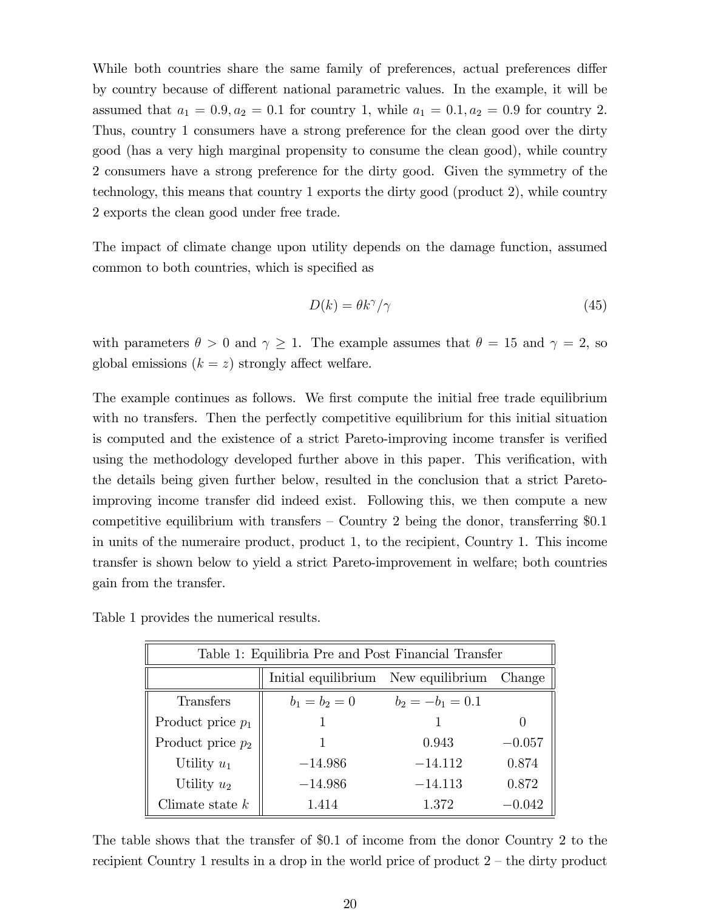While both countries share the same family of preferences, actual preferences differ by country because of different national parametric values. In the example, it will be assumed that $a_1 = 0.9, a_2 = 0.1$ for country 1, while $a_1 = 0.1, a_2 = 0.9$ for country 2. Thus, country 1 consumers have a strong preference for the clean good over the dirty good (has a very high marginal propensity to consume the clean good), while country 2 consumers have a strong preference for the dirty good. Given the symmetry of the technology, this means that country 1 exports the dirty good (product 2), while country 2 exports the clean good under free trade.

The impact of climate change upon utility depends on the damage function, assumed common to both countries, which is specified as

$$D(k) = \theta k^{\gamma}/\gamma \tag{45}$$

with parameters $\theta > 0$ and $\gamma \geq 1$. The example assumes that $\theta = 15$ and $\gamma = 2$, so global emissions ($k = z$) strongly affect welfare.

The example continues as follows. We first compute the initial free trade equilibrium with no transfers. Then the perfectly competitive equilibrium for this initial situation is computed and the existence of a strict Pareto-improving income transfer is verified using the methodology developed further above in this paper. This verification, with the details being given further below, resulted in the conclusion that a strict Pareto-improving income transfer did indeed exist. Following this, we then compute a new competitive equilibrium with transfers – Country 2 being the donor, transferring \$0.1 in units of the numeraire product, product 1, to the recipient, Country 1. This income transfer is shown below to yield a strict Pareto-improvement in welfare; both countries gain from the transfer.

Table 1 provides the numerical results.

Table 1: Equilibria Pre and Post Financial Transfer

| | Initial equilibrium | New equilibrium | Change |
|---|---|---|---|
| Transfers | $b_1 = b_2 = 0$ | $b_2 = -b_1 = 0.1$ | |
| Product price $p_1$ | 1 | 1 | 0 |
| Product price $p_2$ | 1 | 0.943 | $-0.057$ |
| Utility $u_1$ | $-14.986$ | $-14.112$ | 0.874 |
| Utility $u_2$ | $-14.986$ | $-14.113$ | 0.872 |
| Climate state $k$ | 1.414 | 1.372 | $-0.042$ |

The table shows that the transfer of \$0.1 of income from the donor Country 2 to the recipient Country 1 results in a drop in the world price of product 2 – the dirty product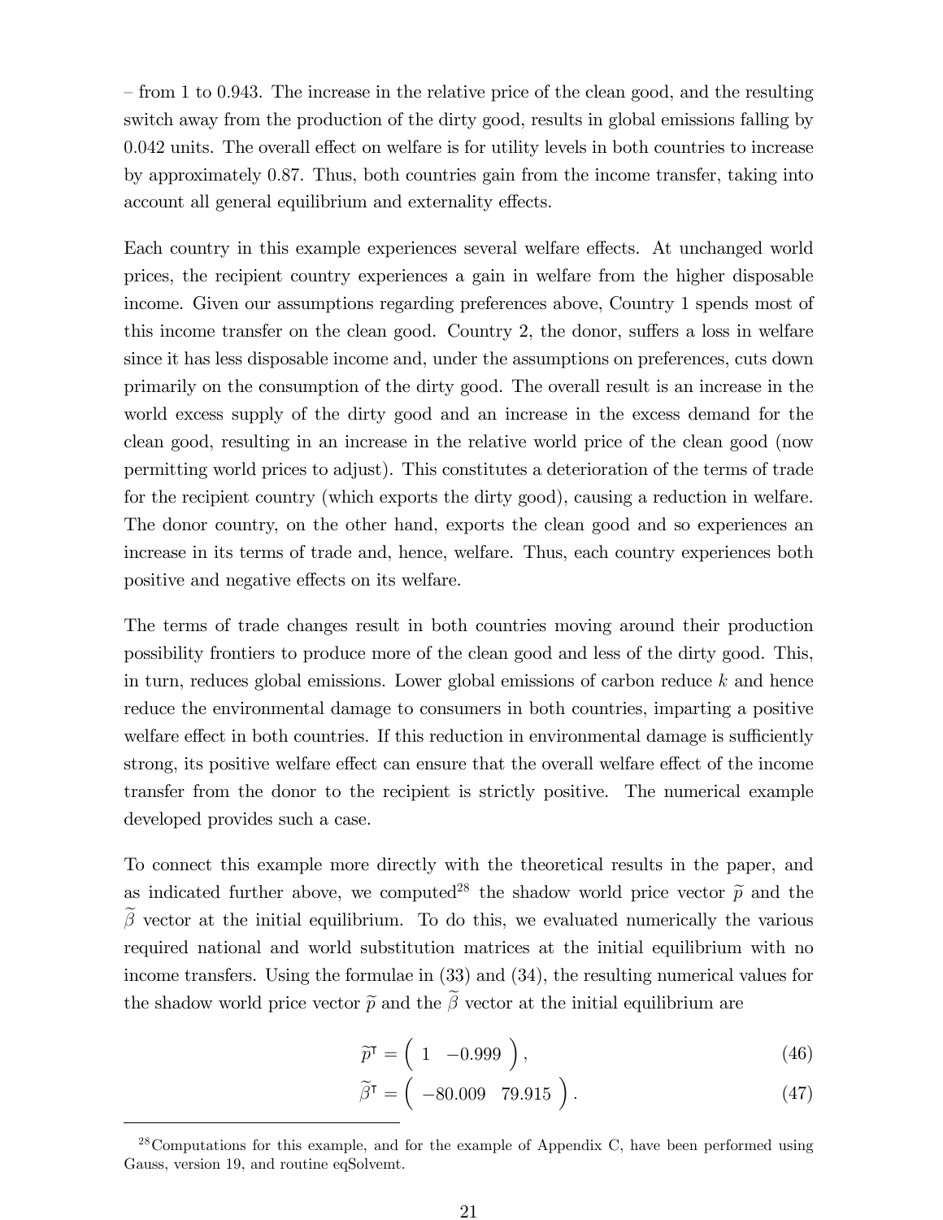– from 1 to 0.943. The increase in the relative price of the clean good, and the resulting switch away from the production of the dirty good, results in global emissions falling by 0.042 units. The overall effect on welfare is for utility levels in both countries to increase by approximately 0.87. Thus, both countries gain from the income transfer, taking into account all general equilibrium and externality effects.

Each country in this example experiences several welfare effects. At unchanged world prices, the recipient country experiences a gain in welfare from the higher disposable income. Given our assumptions regarding preferences above, Country 1 spends most of this income transfer on the clean good. Country 2, the donor, suffers a loss in welfare since it has less disposable income and, under the assumptions on preferences, cuts down primarily on the consumption of the dirty good. The overall result is an increase in the world excess supply of the dirty good and an increase in the excess demand for the clean good, resulting in an increase in the relative world price of the clean good (now permitting world prices to adjust). This constitutes a deterioration of the terms of trade for the recipient country (which exports the dirty good), causing a reduction in welfare. The donor country, on the other hand, exports the clean good and so experiences an increase in its terms of trade and, hence, welfare. Thus, each country experiences both positive and negative effects on its welfare.

The terms of trade changes result in both countries moving around their production possibility frontiers to produce more of the clean good and less of the dirty good. This, in turn, reduces global emissions. Lower global emissions of carbon reduce $k$ and hence reduce the environmental damage to consumers in both countries, imparting a positive welfare effect in both countries. If this reduction in environmental damage is sufficiently strong, its positive welfare effect can ensure that the overall welfare effect of the income transfer from the donor to the recipient is strictly positive. The numerical example developed provides such a case.

To connect this example more directly with the theoretical results in the paper, and as indicated further above, we computed[28] the shadow world price vector $\widetilde{p}$ and the $\widetilde{\beta}$ vector at the initial equilibrium. To do this, we evaluated numerically the various required national and world substitution matrices at the initial equilibrium with no income transfers. Using the formulae in (33) and (34), the resulting numerical values for the shadow world price vector $\widetilde{p}$ and the $\widetilde{\beta}$ vector at the initial equilibrium are

$$\widetilde{p}^{\intercal} = \begin{pmatrix} 1 & -0.999 \end{pmatrix}, \tag{46}$$

$$\widetilde{\beta}^{\intercal} = \begin{pmatrix} -80.009 & 79.915 \end{pmatrix}. \tag{47}$$

[28] Computations for this example, and for the example of Appendix C, have been performed using Gauss, version 19, and routine eqSolvemt.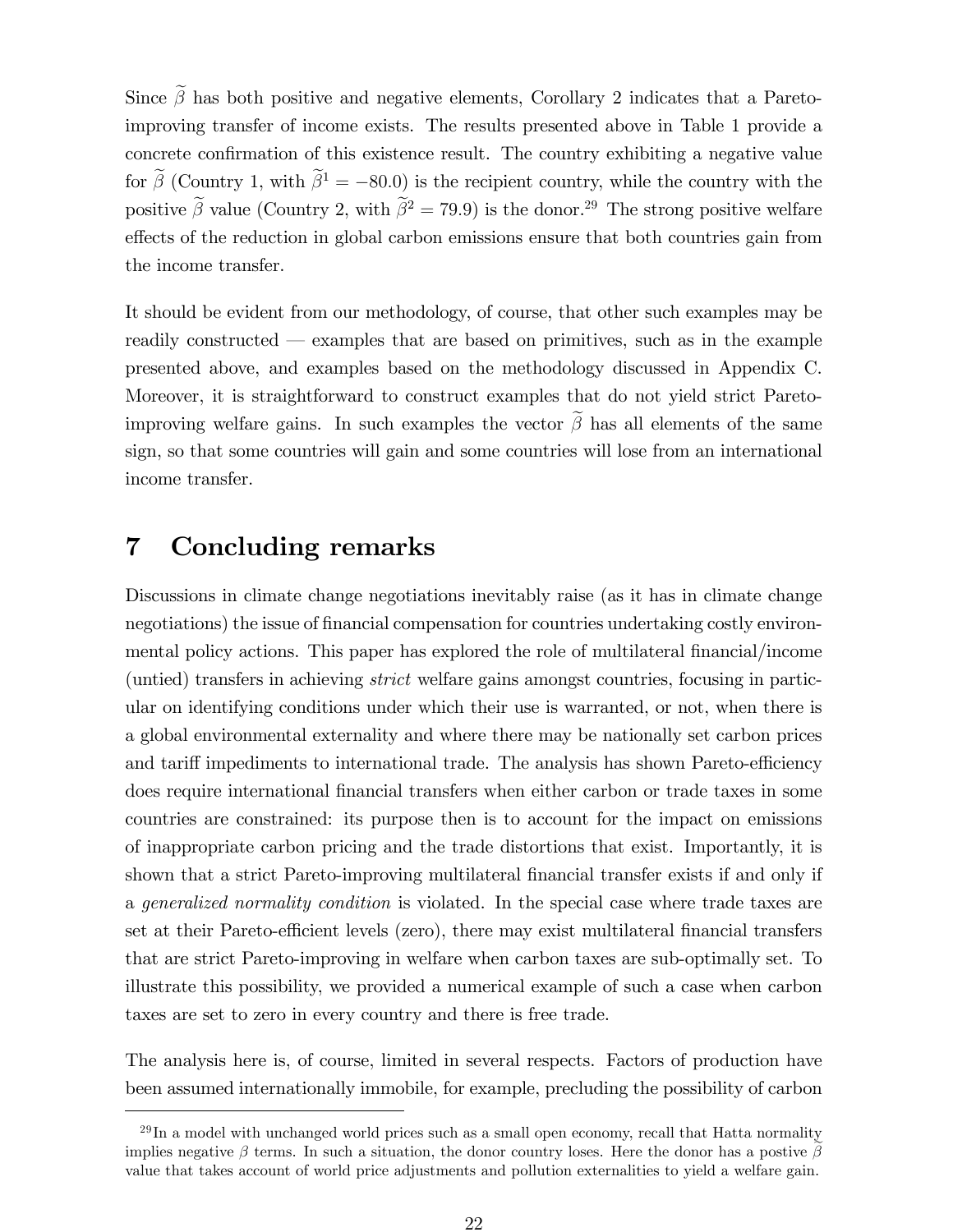Since $\widetilde{\beta}$ has both positive and negative elements, Corollary 2 indicates that a Pareto-improving transfer of income exists. The results presented above in Table 1 provide a concrete confirmation of this existence result. The country exhibiting a negative value for $\widetilde{\beta}$ (Country 1, with $\widetilde{\beta}^1 = -80.0$) is the recipient country, while the country with the positive $\widetilde{\beta}$ value (Country 2, with $\widetilde{\beta}^2 = 79.9$) is the donor.[29] The strong positive welfare effects of the reduction in global carbon emissions ensure that both countries gain from the income transfer.

It should be evident from our methodology, of course, that other such examples may be readily constructed — examples that are based on primitives, such as in the example presented above, and examples based on the methodology discussed in Appendix C. Moreover, it is straightforward to construct examples that do not yield strict Pareto-improving welfare gains. In such examples the vector $\widetilde{\beta}$ has all elements of the same sign, so that some countries will gain and some countries will lose from an international income transfer.

# 7 Concluding remarks

Discussions in climate change negotiations inevitably raise (as it has in climate change negotiations) the issue of financial compensation for countries undertaking costly environmental policy actions. This paper has explored the role of multilateral financial/income (untied) transfers in achieving *strict* welfare gains amongst countries, focusing in particular on identifying conditions under which their use is warranted, or not, when there is a global environmental externality and where there may be nationally set carbon prices and tariff impediments to international trade. The analysis has shown Pareto-efficiency does require international financial transfers when either carbon or trade taxes in some countries are constrained: its purpose then is to account for the impact on emissions of inappropriate carbon pricing and the trade distortions that exist. Importantly, it is shown that a strict Pareto-improving multilateral financial transfer exists if and only if a *generalized normality condition* is violated. In the special case where trade taxes are set at their Pareto-efficient levels (zero), there may exist multilateral financial transfers that are strict Pareto-improving in welfare when carbon taxes are sub-optimally set. To illustrate this possibility, we provided a numerical example of such a case when carbon taxes are set to zero in every country and there is free trade.

The analysis here is, of course, limited in several respects. Factors of production have been assumed internationally immobile, for example, precluding the possibility of carbon

[29] In a model with unchanged world prices such as a small open economy, recall that Hatta normality implies negative $\beta$ terms. In such a situation, the donor country loses. Here the donor has a postive $\widetilde{\beta}$ value that takes account of world price adjustments and pollution externalities to yield a welfare gain.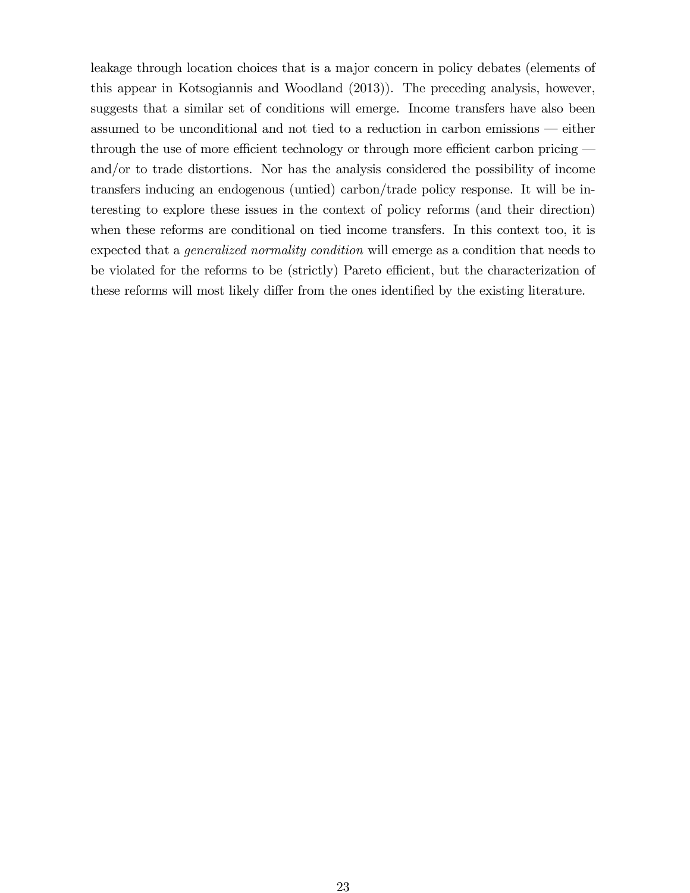leakage through location choices that is a major concern in policy debates (elements of this appear in Kotsogiannis and Woodland (2013)). The preceding analysis, however, suggests that a similar set of conditions will emerge. Income transfers have also been assumed to be unconditional and not tied to a reduction in carbon emissions — either through the use of more efficient technology or through more efficient carbon pricing — and/or to trade distortions. Nor has the analysis considered the possibility of income transfers inducing an endogenous (untied) carbon/trade policy response. It will be interesting to explore these issues in the context of policy reforms (and their direction) when these reforms are conditional on tied income transfers. In this context too, it is expected that a *generalized normality condition* will emerge as a condition that needs to be violated for the reforms to be (strictly) Pareto efficient, but the characterization of these reforms will most likely differ from the ones identified by the existing literature.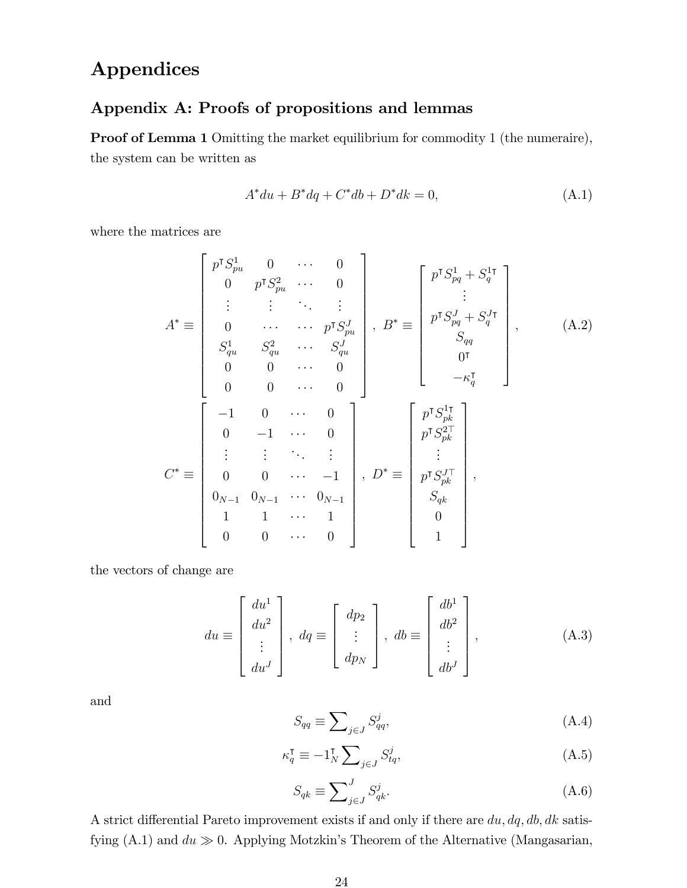# Appendices

## Appendix A: Proofs of propositions and lemmas

**Proof of Lemma 1** Omitting the market equilibrium for commodity 1 (the numeraire), the system can be written as

$$A^* du + B^* dq + C^* db + D^* dk = 0, \tag{A.1}$$

where the matrices are

$$A^* \equiv \begin{bmatrix} p^\intercal S^1_{pu} & 0 & \cdots & 0 \\ 0 & p^\intercal S^2_{pu} & \cdots & 0 \\ \vdots & \vdots & \ddots & \vdots \\ 0 & \cdots & \cdots & p^\intercal S^J_{pu} \\ S^1_{qu} & S^2_{qu} & \cdots & S^J_{qu} \\ 0 & 0 & \cdots & 0 \\ 0 & 0 & \cdots & 0 \end{bmatrix}, \ B^* \equiv \begin{bmatrix} p^\intercal S^1_{pq} + S^{1\intercal}_q \\ \vdots \\ p^\intercal S^J_{pq} + S^{J\intercal}_q \\ S_{qq} \\ 0^\intercal \\ -\kappa^\intercal_q \end{bmatrix}, \tag{A.2}$$

$$C^* \equiv \begin{bmatrix} -1 & 0 & \cdots & 0 \\ 0 & -1 & \cdots & 0 \\ \vdots & \vdots & \ddots & \vdots \\ 0 & 0 & \cdots & -1 \\ 0_{N-1} & 0_{N-1} & \cdots & 0_{N-1} \\ 1 & 1 & \cdots & 1 \\ 0 & 0 & \cdots & 0 \end{bmatrix}, \ D^* \equiv \begin{bmatrix} p^\intercal S^{1\intercal}_{pk} \\ p^\intercal S^{2\top}_{pk} \\ \vdots \\ p^\intercal S^{J\top}_{pk} \\ S_{qk} \\ 0 \\ 1 \end{bmatrix},$$

the vectors of change are

$$du \equiv \begin{bmatrix} du^1 \\ du^2 \\ \vdots \\ du^J \end{bmatrix}, \ dq \equiv \begin{bmatrix} dp_2 \\ \vdots \\ dp_N \end{bmatrix}, \ db \equiv \begin{bmatrix} db^1 \\ db^2 \\ \vdots \\ db^J \end{bmatrix}, \tag{A.3}$$

and

$$S_{qq} \equiv \sum\nolimits_{j \in J} S^j_{qq}, \tag{A.4}$$

$$\kappa^\intercal_q \equiv -1^\intercal_N \sum\nolimits_{j \in J} S^j_{tq}, \tag{A.5}$$

$$S_{qk} \equiv \sum\nolimits^J_{j \in J} S^j_{qk}. \tag{A.6}$$

A strict differential Pareto improvement exists if and only if there are $du, dq, db, dk$ satisfying (A.1) and $du \gg 0$. Applying Motzkin's Theorem of the Alternative (Mangasarian,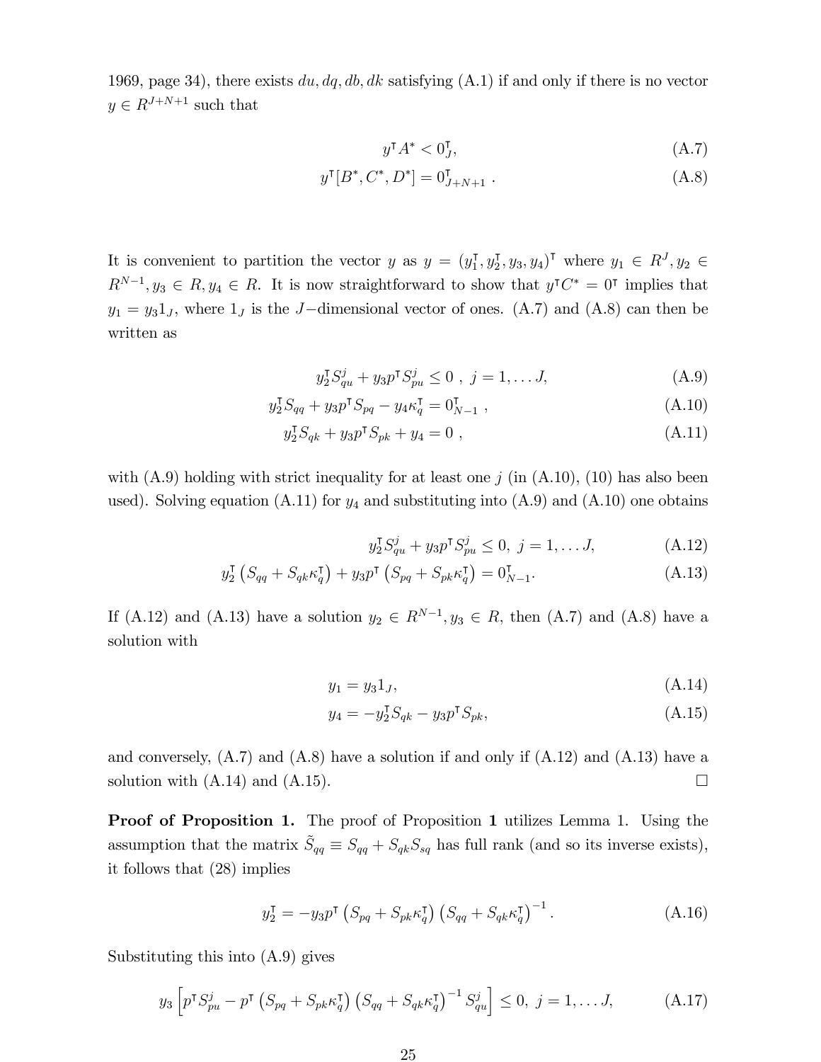1969, page 34), there exists $du, dq, db, dk$ satisfying (A.1) if and only if there is no vector $y \in R^{J+N+1}$ such that

$$y^\intercal A^* < 0_J^\intercal, \tag{A.7}$$

$$y^\intercal [B^*, C^*, D^*] = 0_{J+N+1}^\intercal \ . \tag{A.8}$$

It is convenient to partition the vector $y$ as $y = (y_1^\intercal, y_2^\intercal, y_3, y_4)^\intercal$ where $y_1 \in R^J, y_2 \in R^{N-1}, y_3 \in R, y_4 \in R$. It is now straightforward to show that $y^\intercal C^* = 0^\intercal$ implies that $y_1 = y_3 1_J$, where $1_J$ is the $J-$dimensional vector of ones. (A.7) and (A.8) can then be written as

$$y_2^\intercal S_{qu}^j + y_3 p^\intercal S_{pu}^j \leq 0 \ , \ j = 1, \ldots J, \tag{A.9}$$

$$y_2^\intercal S_{qq} + y_3 p^\intercal S_{pq} - y_4 \kappa_q^\intercal = 0_{N-1}^\intercal \ , \tag{A.10}$$

$$y_2^\intercal S_{qk} + y_3 p^\intercal S_{pk} + y_4 = 0 \ , \tag{A.11}$$

with (A.9) holding with strict inequality for at least one $j$ (in (A.10), (10) has also been used). Solving equation (A.11) for $y_4$ and substituting into (A.9) and (A.10) one obtains

$$y_2^\intercal S_{qu}^j + y_3 p^\intercal S_{pu}^j \leq 0, \ j = 1, \ldots J, \tag{A.12}$$

$$y_2^\intercal \left(S_{qq} + S_{qk}\kappa_q^\intercal\right) + y_3 p^\intercal \left(S_{pq} + S_{pk}\kappa_q^\intercal\right) = 0_{N-1}^\intercal. \tag{A.13}$$

If (A.12) and (A.13) have a solution $y_2 \in R^{N-1}, y_3 \in R$, then (A.7) and (A.8) have a solution with

$$y_1 = y_3 1_J, \tag{A.14}$$

$$y_4 = -y_2^\intercal S_{qk} - y_3 p^\intercal S_{pk}, \tag{A.15}$$

and conversely, (A.7) and (A.8) have a solution if and only if (A.12) and (A.13) have a solution with (A.14) and (A.15). $\square$

**Proof of Proposition 1.** The proof of Proposition **1** utilizes Lemma 1. Using the assumption that the matrix $\tilde{S}_{qq} \equiv S_{qq} + S_{qk} S_{sq}$ has full rank (and so its inverse exists), it follows that (28) implies

$$y_2^\intercal = -y_3 p^\intercal \left(S_{pq} + S_{pk}\kappa_q^\intercal\right)\left(S_{qq} + S_{qk}\kappa_q^\intercal\right)^{-1}. \tag{A.16}$$

Substituting this into (A.9) gives

$$y_3 \left[p^\intercal S_{pu}^j - p^\intercal \left(S_{pq} + S_{pk}\kappa_q^\intercal\right)\left(S_{qq} + S_{qk}\kappa_q^\intercal\right)^{-1} S_{qu}^j\right] \leq 0, \ j = 1, \ldots J, \tag{A.17}$$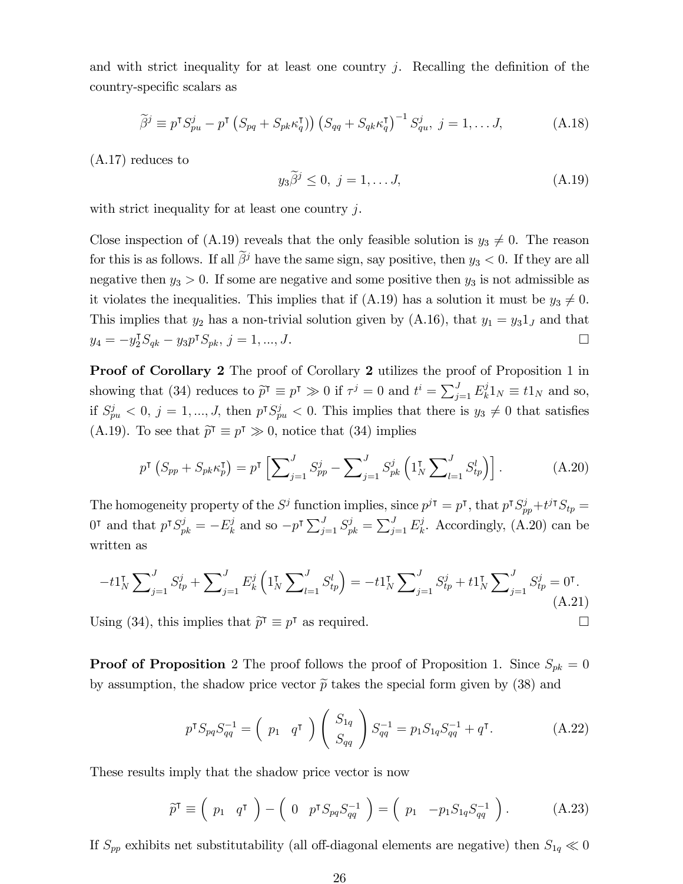and with strict inequality for at least one country $j$. Recalling the definition of the country-specific scalars as

$$\widetilde{\beta}^j \equiv p^\intercal S^j_{pu} - p^\intercal \left(S_{pq} + S_{pk}\kappa_q^\intercal\right)\right) \left(S_{qq} + S_{qk}\kappa_q^\intercal\right)^{-1} S^j_{qu},\ j = 1, \ldots J, \tag{A.18}$$

(A.17) reduces to

$$y_3 \widetilde{\beta}^j \leq 0,\ j = 1, \ldots J, \tag{A.19}$$

with strict inequality for at least one country $j$.

Close inspection of (A.19) reveals that the only feasible solution is $y_3 \neq 0$. The reason for this is as follows. If all $\widetilde{\beta}^j$ have the same sign, say positive, then $y_3 < 0$. If they are all negative then $y_3 > 0$. If some are negative and some positive then $y_3$ is not admissible as it violates the inequalities. This implies that if (A.19) has a solution it must be $y_3 \neq 0$. This implies that $y_2$ has a non-trivial solution given by (A.16), that $y_1 = y_3 1_J$ and that $y_4 = -y_2^\intercal S_{qk} - y_3 p^\intercal S_{pk},\ j = 1, ..., J$. □

**Proof of Corollary 2** The proof of Corollary **2** utilizes the proof of Proposition 1 in showing that (34) reduces to $\widetilde{p}^\intercal \equiv p^\intercal \gg 0$ if $\tau^j = 0$ and $t^i = \sum_{j=1}^J E^j_k 1_N \equiv t 1_N$ and so, if $S^j_{pu} < 0,\ j = 1, ..., J$, then $p^\intercal S^j_{pu} < 0$. This implies that there is $y_3 \neq 0$ that satisfies (A.19). To see that $\widetilde{p}^\intercal \equiv p^\intercal \gg 0$, notice that (34) implies

$$p^\intercal \left(S_{pp} + S_{pk}\kappa_p^\intercal\right) = p^\intercal \left[\sum_{j=1}^J S^j_{pp} - \sum_{j=1}^J S^j_{pk}\left(1_N^\intercal \sum_{l=1}^J S^l_{tp}\right)\right]. \tag{A.20}$$

The homogeneity property of the $S^j$ function implies, since $p^{j\intercal} = p^\intercal$, that $p^\intercal S^j_{pp} + t^{j\intercal} S_{tp} = 0^\intercal$ and that $p^\intercal S^j_{pk} = -E^j_k$ and so $-p^\intercal \sum_{j=1}^J S^j_{pk} = \sum_{j=1}^J E^j_k$. Accordingly, (A.20) can be written as

$$-t 1_N^\intercal \sum_{j=1}^J S^j_{tp} + \sum_{j=1}^J E^j_k \left(1_N^\intercal \sum_{l=1}^J S^l_{tp}\right) = -t 1_N^\intercal \sum_{j=1}^J S^j_{tp} + t 1_N^\intercal \sum_{j=1}^J S^j_{tp} = 0^\intercal. \tag{A.21}$$

Using (34), this implies that $\widetilde{p}^\intercal \equiv p^\intercal$ as required. □

**Proof of Proposition** 2 The proof follows the proof of Proposition 1. Since $S_{pk} = 0$ by assumption, the shadow price vector $\widetilde{p}$ takes the special form given by (38) and

$$p^\intercal S_{pq} S_{qq}^{-1} = \begin{pmatrix} p_1 & q^\intercal \end{pmatrix} \begin{pmatrix} S_{1q} \\ S_{qq} \end{pmatrix} S_{qq}^{-1} = p_1 S_{1q} S_{qq}^{-1} + q^\intercal. \tag{A.22}$$

These results imply that the shadow price vector is now

$$\widetilde{p}^\intercal \equiv \begin{pmatrix} p_1 & q^\intercal \end{pmatrix} - \begin{pmatrix} 0 & p^\intercal S_{pq} S_{qq}^{-1} \end{pmatrix} = \begin{pmatrix} p_1 & -p_1 S_{1q} S_{qq}^{-1} \end{pmatrix}. \tag{A.23}$$

If $S_{pp}$ exhibits net substitutability (all off-diagonal elements are negative) then $S_{1q} \ll 0$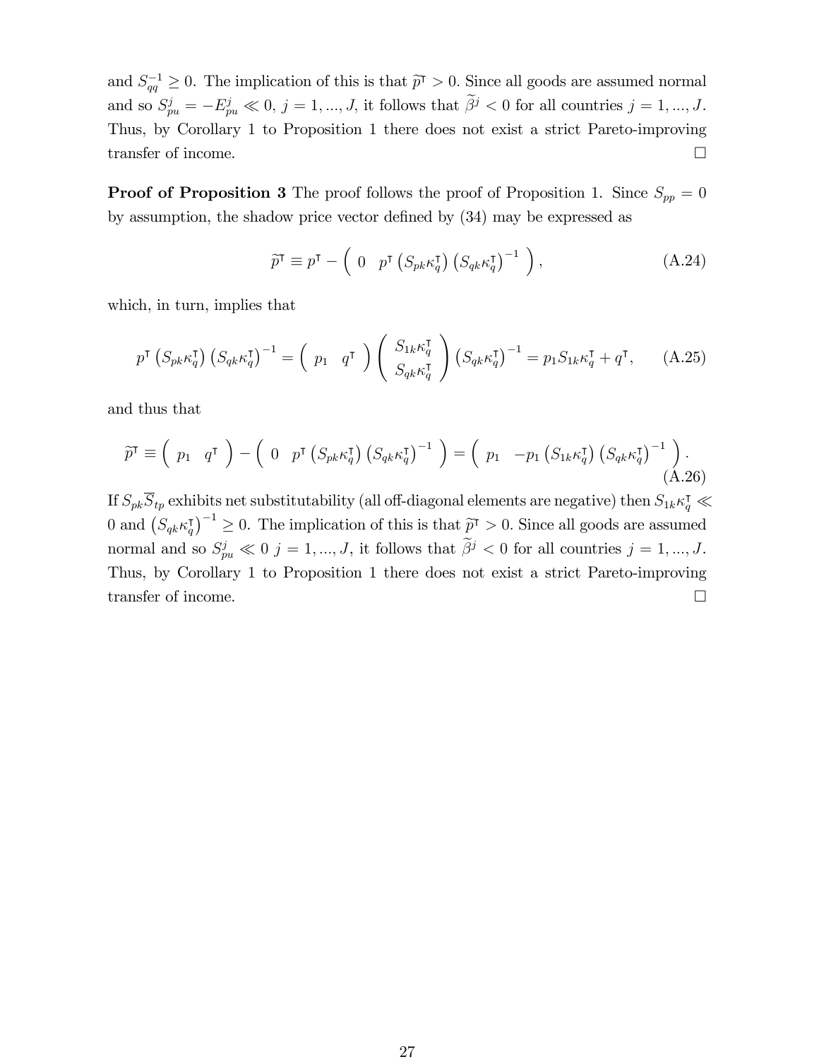and $S_{qq}^{-1} \geq 0$. The implication of this is that $\widetilde{p}^{\intercal} > 0$. Since all goods are assumed normal and so $S_{pu}^{j} = -E_{pu}^{j} \ll 0$, $j = 1, ..., J$, it follows that $\widetilde{\beta}^{j} < 0$ for all countries $j = 1, ..., J$. Thus, by Corollary 1 to Proposition 1 there does not exist a strict Pareto-improving transfer of income. □

**Proof of Proposition 3** The proof follows the proof of Proposition 1. Since $S_{pp} = 0$ by assumption, the shadow price vector defined by (34) may be expressed as

$$\widetilde{p}^{\intercal} \equiv p^{\intercal} - \begin{pmatrix} 0 & p^{\intercal} \left(S_{pk}\kappa_q^{\intercal}\right) \left(S_{qk}\kappa_q^{\intercal}\right)^{-1} \end{pmatrix}, \tag{A.24}$$

which, in turn, implies that

$$p^{\intercal} \left(S_{pk}\kappa_q^{\intercal}\right) \left(S_{qk}\kappa_q^{\intercal}\right)^{-1} = \begin{pmatrix} p_1 & q^{\intercal} \end{pmatrix} \begin{pmatrix} S_{1k}\kappa_q^{\intercal} \\ S_{qk}\kappa_q^{\intercal} \end{pmatrix} \left(S_{qk}\kappa_q^{\intercal}\right)^{-1} = p_1 S_{1k}\kappa_q^{\intercal} + q^{\intercal}, \tag{A.25}$$

and thus that

$$\widetilde{p}^{\intercal} \equiv \begin{pmatrix} p_1 & q^{\intercal} \end{pmatrix} - \begin{pmatrix} 0 & p^{\intercal} \left(S_{pk}\kappa_q^{\intercal}\right) \left(S_{qk}\kappa_q^{\intercal}\right)^{-1} \end{pmatrix} = \begin{pmatrix} p_1 & -p_1 \left(S_{1k}\kappa_q^{\intercal}\right) \left(S_{qk}\kappa_q^{\intercal}\right)^{-1} \end{pmatrix}. \tag{A.26}$$

If $S_{pk}\overline{S}_{tp}$ exhibits net substitutability (all off-diagonal elements are negative) then $S_{1k}\kappa_q^{\intercal} \ll 0$ and $\left(S_{qk}\kappa_q^{\intercal}\right)^{-1} \geq 0$. The implication of this is that $\widetilde{p}^{\intercal} > 0$. Since all goods are assumed normal and so $S_{pu}^{j} \ll 0$ $j = 1, ..., J$, it follows that $\widetilde{\beta}^{j} < 0$ for all countries $j = 1, ..., J$. Thus, by Corollary 1 to Proposition 1 there does not exist a strict Pareto-improving transfer of income. □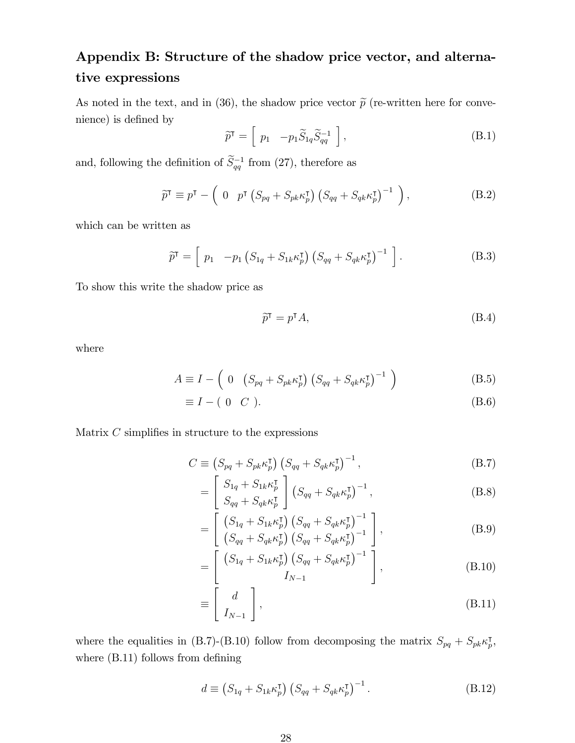## Appendix B: Structure of the shadow price vector, and alternative expressions

As noted in the text, and in (36), the shadow price vector $\widetilde{p}$ (re-written here for convenience) is defined by

$$\widetilde{p}^{\intercal} = \left[\begin{array}{cc} p_1 & -p_1 \widetilde{S}_{1q} \widetilde{S}_{qq}^{-1} \end{array}\right], \tag{B.1}$$

and, following the definition of $\widetilde{S}_{qq}^{-1}$ from (27), therefore as

$$\widetilde{p}^{\intercal} \equiv p^{\intercal} - \left(\begin{array}{cc} 0 & p^{\intercal}\left(S_{pq} + S_{pk}\kappa_p^{\intercal}\right)\left(S_{qq} + S_{qk}\kappa_p^{\intercal}\right)^{-1} \end{array}\right), \tag{B.2}$$

which can be written as

$$\widetilde{p}^{\intercal} = \left[\begin{array}{cc} p_1 & -p_1\left(S_{1q} + S_{1k}\kappa_p^{\intercal}\right)\left(S_{qq} + S_{qk}\kappa_p^{\intercal}\right)^{-1} \end{array}\right]. \tag{B.3}$$

To show this write the shadow price as

$$\widetilde{p}^{\intercal} = p^{\intercal} A, \tag{B.4}$$

where

$$A \equiv I - \left(\begin{array}{cc} 0 & \left(S_{pq} + S_{pk}\kappa_p^{\intercal}\right)\left(S_{qq} + S_{qk}\kappa_p^{\intercal}\right)^{-1} \end{array}\right) \tag{B.5}$$

$$\equiv I - \left(\begin{array}{cc} 0 & C \end{array}\right). \tag{B.6}$$

Matrix $C$ simplifies in structure to the expressions

$$C \equiv \left(S_{pq} + S_{pk}\kappa_p^{\intercal}\right)\left(S_{qq} + S_{qk}\kappa_p^{\intercal}\right)^{-1}, \tag{B.7}$$

$$= \left[\begin{array}{c} S_{1q} + S_{1k}\kappa_p^{\intercal} \\ S_{qq} + S_{qk}\kappa_p^{\intercal} \end{array}\right]\left(S_{qq} + S_{qk}\kappa_p^{\intercal}\right)^{-1}, \tag{B.8}$$

$$= \left[\begin{array}{c} \left(S_{1q} + S_{1k}\kappa_p^{\intercal}\right)\left(S_{qq} + S_{qk}\kappa_p^{\intercal}\right)^{-1} \\ \left(S_{qq} + S_{qk}\kappa_p^{\intercal}\right)\left(S_{qq} + S_{qk}\kappa_p^{\intercal}\right)^{-1} \end{array}\right], \tag{B.9}$$

$$= \left[\begin{array}{c} \left(S_{1q} + S_{1k}\kappa_p^{\intercal}\right)\left(S_{qq} + S_{qk}\kappa_p^{\intercal}\right)^{-1} \\ I_{N-1} \end{array}\right], \tag{B.10}$$

$$\equiv \left[\begin{array}{c} d \\ I_{N-1} \end{array}\right], \tag{B.11}$$

where the equalities in (B.7)-(B.10) follow from decomposing the matrix $S_{pq} + S_{pk}\kappa_p^{\intercal}$, where (B.11) follows from defining

$$d \equiv \left(S_{1q} + S_{1k}\kappa_p^{\intercal}\right)\left(S_{qq} + S_{qk}\kappa_p^{\intercal}\right)^{-1}. \tag{B.12}$$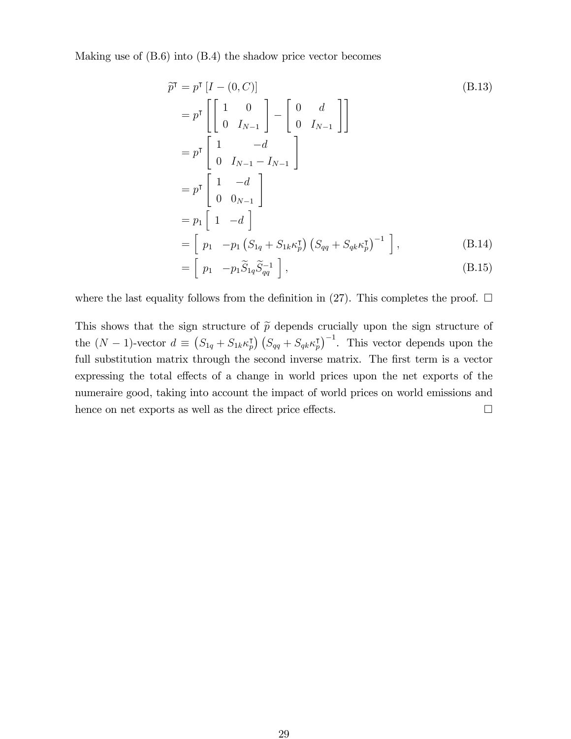Making use of (B.6) into (B.4) the shadow price vector becomes

$$
\begin{aligned}
\widetilde{p}^{\intercal} &= p^{\intercal}\left[I - (0, C)\right] && \text{(B.13)} \\
&= p^{\intercal}\left[\begin{bmatrix} 1 & 0 \\ 0 & I_{N-1} \end{bmatrix} - \begin{bmatrix} 0 & d \\ 0 & I_{N-1} \end{bmatrix}\right] \\
&= p^{\intercal}\begin{bmatrix} 1 & -d \\ 0 & I_{N-1} - I_{N-1} \end{bmatrix} \\
&= p^{\intercal}\begin{bmatrix} 1 & -d \\ 0 & 0_{N-1} \end{bmatrix} \\
&= p_1 \begin{bmatrix} 1 & -d \end{bmatrix} \\
&= \begin{bmatrix} p_1 & -p_1\left(S_{1q} + S_{1k}\kappa_p^{\intercal}\right)\left(S_{qq} + S_{qk}\kappa_p^{\intercal}\right)^{-1} \end{bmatrix}, && \text{(B.14)} \\
&= \begin{bmatrix} p_1 & -p_1 \widetilde{S}_{1q}\widetilde{S}_{qq}^{-1} \end{bmatrix}, && \text{(B.15)}
\end{aligned}
$$

where the last equality follows from the definition in (27). This completes the proof. □

This shows that the sign structure of $\widetilde{p}$ depends crucially upon the sign structure of the $(N-1)$-vector $d \equiv \left(S_{1q} + S_{1k}\kappa_p^{\intercal}\right)\left(S_{qq} + S_{qk}\kappa_p^{\intercal}\right)^{-1}$. This vector depends upon the full substitution matrix through the second inverse matrix. The first term is a vector expressing the total effects of a change in world prices upon the net exports of the numeraire good, taking into account the impact of world prices on world emissions and hence on net exports as well as the direct price effects. □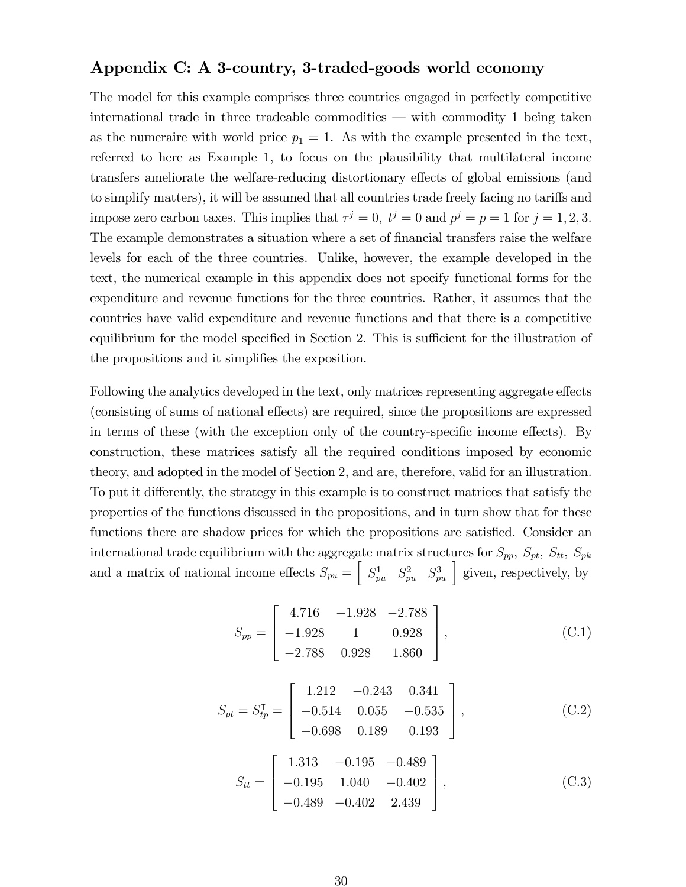## Appendix C: A 3-country, 3-traded-goods world economy

The model for this example comprises three countries engaged in perfectly competitive international trade in three tradeable commodities — with commodity 1 being taken as the numeraire with world price $p_1 = 1$. As with the example presented in the text, referred to here as Example 1, to focus on the plausibility that multilateral income transfers ameliorate the welfare-reducing distortionary effects of global emissions (and to simplify matters), it will be assumed that all countries trade freely facing no tariffs and impose zero carbon taxes. This implies that $\tau^j = 0$, $t^j = 0$ and $p^j = p = 1$ for $j = 1, 2, 3$. The example demonstrates a situation where a set of financial transfers raise the welfare levels for each of the three countries. Unlike, however, the example developed in the text, the numerical example in this appendix does not specify functional forms for the expenditure and revenue functions for the three countries. Rather, it assumes that the countries have valid expenditure and revenue functions and that there is a competitive equilibrium for the model specified in Section 2. This is sufficient for the illustration of the propositions and it simplifies the exposition.

Following the analytics developed in the text, only matrices representing aggregate effects (consisting of sums of national effects) are required, since the propositions are expressed in terms of these (with the exception only of the country-specific income effects). By construction, these matrices satisfy all the required conditions imposed by economic theory, and adopted in the model of Section 2, and are, therefore, valid for an illustration. To put it differently, the strategy in this example is to construct matrices that satisfy the properties of the functions discussed in the propositions, and in turn show that for these functions there are shadow prices for which the propositions are satisfied. Consider an international trade equilibrium with the aggregate matrix structures for $S_{pp}$, $S_{pt}$, $S_{tt}$, $S_{pk}$ and a matrix of national income effects $S_{pu} = \begin{bmatrix} S_{pu}^1 & S_{pu}^2 & S_{pu}^3 \end{bmatrix}$ given, respectively, by

$$S_{pp} = \begin{bmatrix} 4.716 & -1.928 & -2.788 \\ -1.928 & 1 & 0.928 \\ -2.788 & 0.928 & 1.860 \end{bmatrix}, \tag{C.1}$$

$$S_{pt} = S_{tp}^{\intercal} = \begin{bmatrix} 1.212 & -0.243 & 0.341 \\ -0.514 & 0.055 & -0.535 \\ -0.698 & 0.189 & 0.193 \end{bmatrix}, \tag{C.2}$$

$$S_{tt} = \begin{bmatrix} 1.313 & -0.195 & -0.489 \\ -0.195 & 1.040 & -0.402 \\ -0.489 & -0.402 & 2.439 \end{bmatrix}, \tag{C.3}$$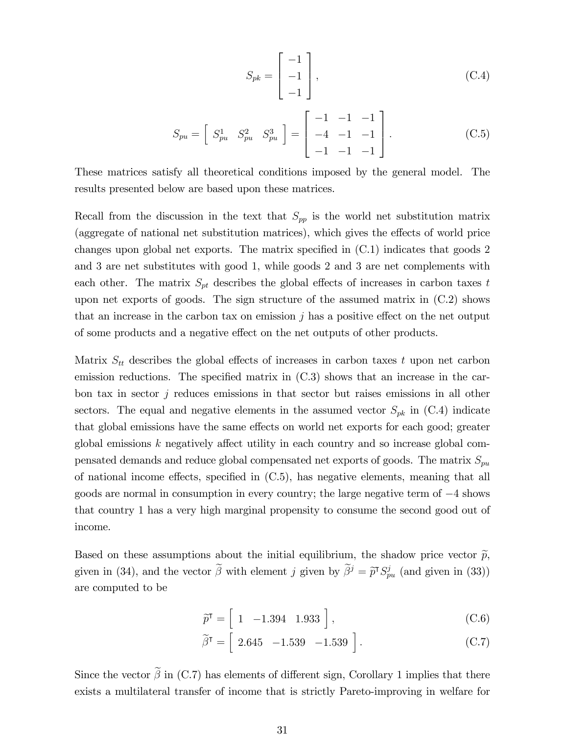$$S_{pk} = \begin{bmatrix} -1 \\ -1 \\ -1 \end{bmatrix}, \tag{C.4}$$

$$S_{pu} = \begin{bmatrix} S_{pu}^1 & S_{pu}^2 & S_{pu}^3 \end{bmatrix} = \begin{bmatrix} -1 & -1 & -1 \\ -4 & -1 & -1 \\ -1 & -1 & -1 \end{bmatrix}. \tag{C.5}$$

These matrices satisfy all theoretical conditions imposed by the general model. The results presented below are based upon these matrices.

Recall from the discussion in the text that $S_{pp}$ is the world net substitution matrix (aggregate of national net substitution matrices), which gives the effects of world price changes upon global net exports. The matrix specified in (C.1) indicates that goods 2 and 3 are net substitutes with good 1, while goods 2 and 3 are net complements with each other. The matrix $S_{pt}$ describes the global effects of increases in carbon taxes $t$ upon net exports of goods. The sign structure of the assumed matrix in (C.2) shows that an increase in the carbon tax on emission $j$ has a positive effect on the net output of some products and a negative effect on the net outputs of other products.

Matrix $S_{tt}$ describes the global effects of increases in carbon taxes $t$ upon net carbon emission reductions. The specified matrix in (C.3) shows that an increase in the carbon tax in sector $j$ reduces emissions in that sector but raises emissions in all other sectors. The equal and negative elements in the assumed vector $S_{pk}$ in (C.4) indicate that global emissions have the same effects on world net exports for each good; greater global emissions $k$ negatively affect utility in each country and so increase global compensated demands and reduce global compensated net exports of goods. The matrix $S_{pu}$ of national income effects, specified in (C.5), has negative elements, meaning that all goods are normal in consumption in every country; the large negative term of $-4$ shows that country 1 has a very high marginal propensity to consume the second good out of income.

Based on these assumptions about the initial equilibrium, the shadow price vector $\widetilde{p}$, given in (34), and the vector $\widetilde{\beta}$ with element $j$ given by $\widetilde{\beta}^j = \widetilde{p}^\intercal S_{pu}^j$ (and given in (33)) are computed to be

$$\widetilde{p}^\intercal = \begin{bmatrix} 1 & -1.394 & 1.933 \end{bmatrix}, \tag{C.6}$$

$$\widetilde{\beta}^\intercal = \begin{bmatrix} 2.645 & -1.539 & -1.539 \end{bmatrix}. \tag{C.7}$$

Since the vector $\widetilde{\beta}$ in (C.7) has elements of different sign, Corollary 1 implies that there exists a multilateral transfer of income that is strictly Pareto-improving in welfare for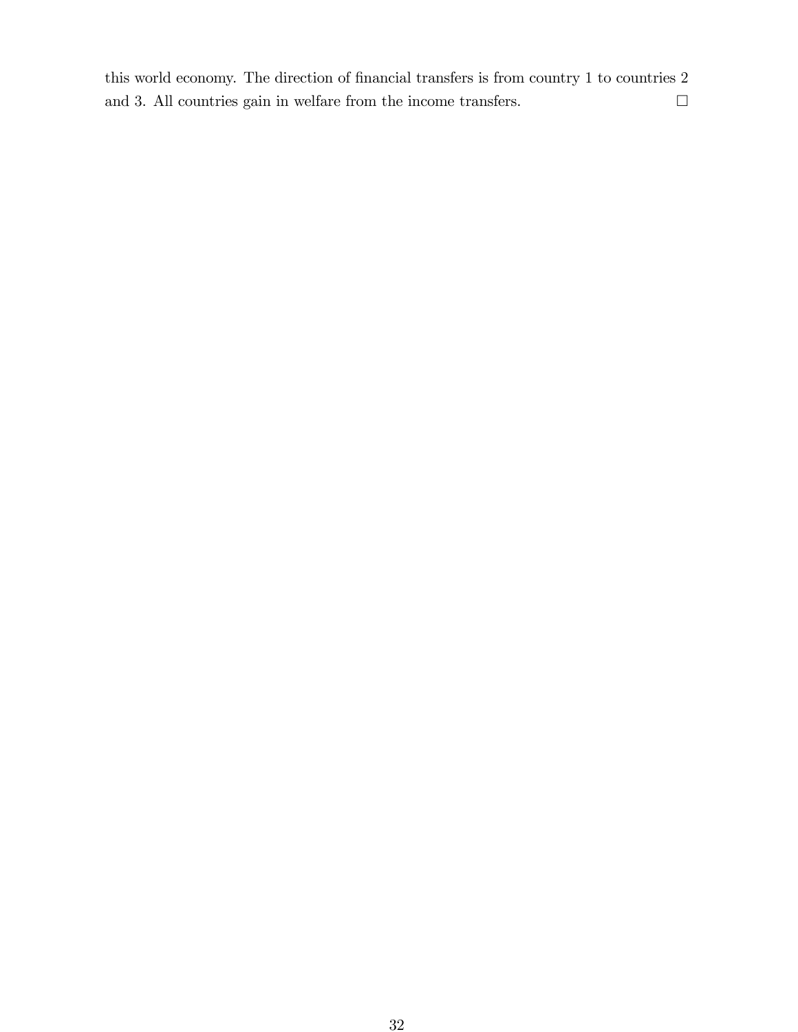this world economy. The direction of financial transfers is from country 1 to countries 2 and 3. All countries gain in welfare from the income transfers. □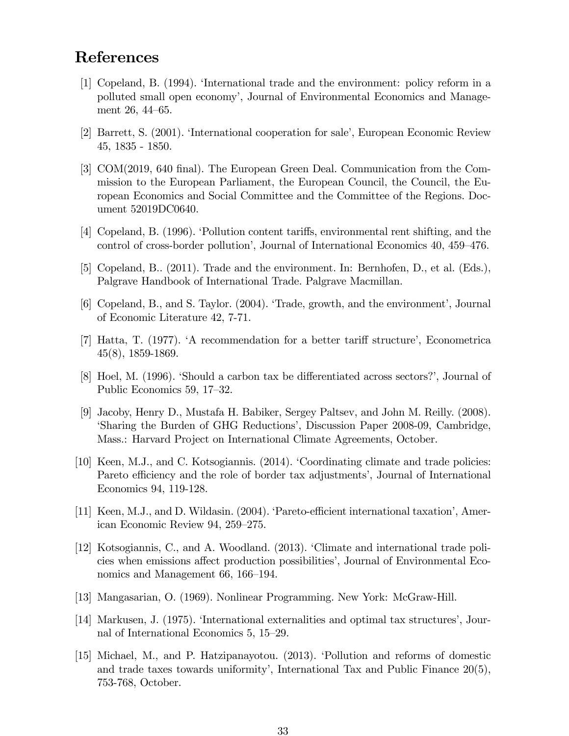# References

[1] Copeland, B. (1994). 'International trade and the environment: policy reform in a polluted small open economy', Journal of Environmental Economics and Management 26, 44–65.

[2] Barrett, S. (2001). 'International cooperation for sale', European Economic Review 45, 1835 - 1850.

[3] COM(2019, 640 final). The European Green Deal. Communication from the Commission to the European Parliament, the European Council, the Council, the European Economics and Social Committee and the Committee of the Regions. Document 52019DC0640.

[4] Copeland, B. (1996). 'Pollution content tariffs, environmental rent shifting, and the control of cross-border pollution', Journal of International Economics 40, 459–476.

[5] Copeland, B.. (2011). Trade and the environment. In: Bernhofen, D., et al. (Eds.), Palgrave Handbook of International Trade. Palgrave Macmillan.

[6] Copeland, B., and S. Taylor. (2004). 'Trade, growth, and the environment', Journal of Economic Literature 42, 7-71.

[7] Hatta, T. (1977). 'A recommendation for a better tariff structure', Econometrica 45(8), 1859-1869.

[8] Hoel, M. (1996). 'Should a carbon tax be differentiated across sectors?', Journal of Public Economics 59, 17–32.

[9] Jacoby, Henry D., Mustafa H. Babiker, Sergey Paltsev, and John M. Reilly. (2008). 'Sharing the Burden of GHG Reductions', Discussion Paper 2008-09, Cambridge, Mass.: Harvard Project on International Climate Agreements, October.

[10] Keen, M.J., and C. Kotsogiannis. (2014). 'Coordinating climate and trade policies: Pareto efficiency and the role of border tax adjustments', Journal of International Economics 94, 119-128.

[11] Keen, M.J., and D. Wildasin. (2004). 'Pareto-efficient international taxation', American Economic Review 94, 259–275.

[12] Kotsogiannis, C., and A. Woodland. (2013). 'Climate and international trade policies when emissions affect production possibilities', Journal of Environmental Economics and Management 66, 166–194.

[13] Mangasarian, O. (1969). Nonlinear Programming. New York: McGraw-Hill.

[14] Markusen, J. (1975). 'International externalities and optimal tax structures', Journal of International Economics 5, 15–29.

[15] Michael, M., and P. Hatzipanayotou. (2013). 'Pollution and reforms of domestic and trade taxes towards uniformity', International Tax and Public Finance 20(5), 753-768, October.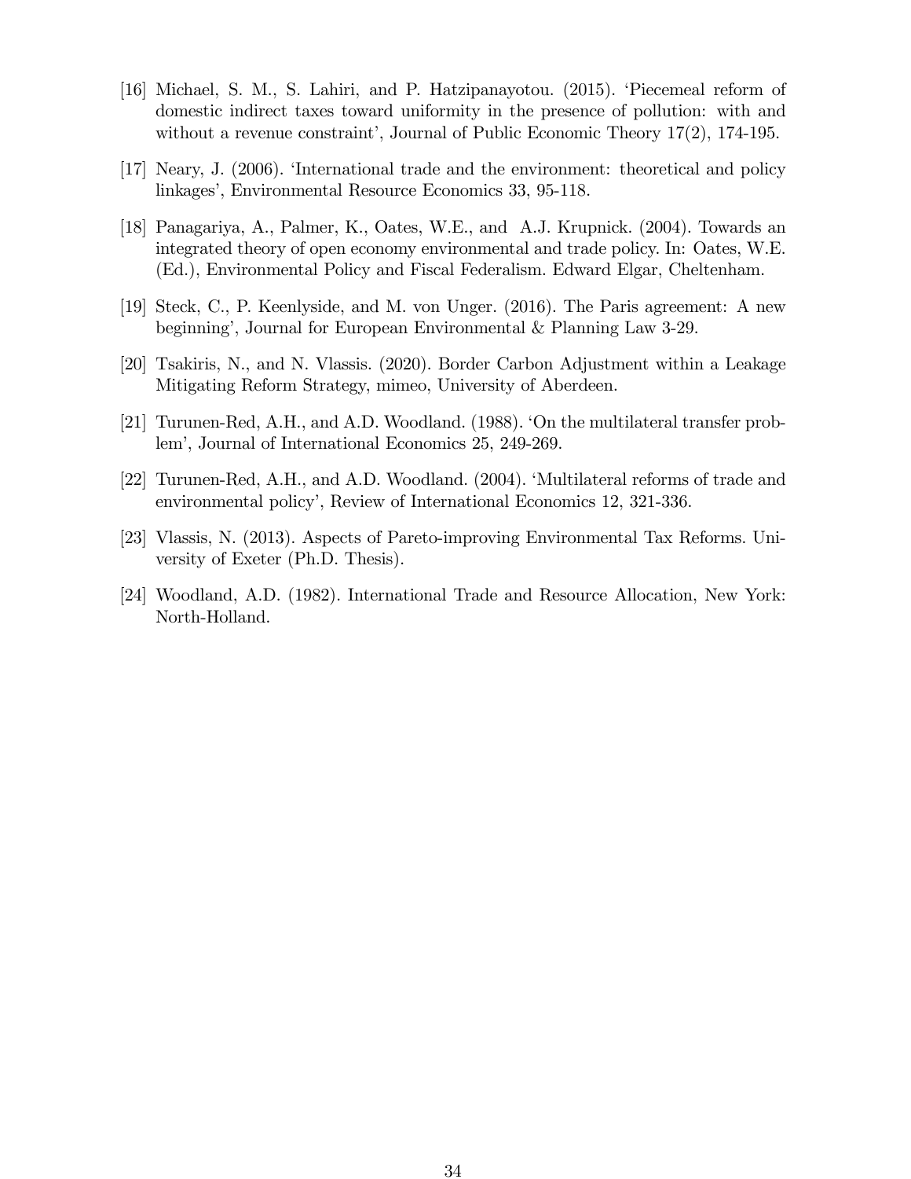[16] Michael, S. M., S. Lahiri, and P. Hatzipanayotou. (2015). 'Piecemeal reform of domestic indirect taxes toward uniformity in the presence of pollution: with and without a revenue constraint', Journal of Public Economic Theory 17(2), 174-195.

[17] Neary, J. (2006). 'International trade and the environment: theoretical and policy linkages', Environmental Resource Economics 33, 95-118.

[18] Panagariya, A., Palmer, K., Oates, W.E., and A.J. Krupnick. (2004). Towards an integrated theory of open economy environmental and trade policy. In: Oates, W.E. (Ed.), Environmental Policy and Fiscal Federalism. Edward Elgar, Cheltenham.

[19] Steck, C., P. Keenlyside, and M. von Unger. (2016). The Paris agreement: A new beginning', Journal for European Environmental & Planning Law 3-29.

[20] Tsakiris, N., and N. Vlassis. (2020). Border Carbon Adjustment within a Leakage Mitigating Reform Strategy, mimeo, University of Aberdeen.

[21] Turunen-Red, A.H., and A.D. Woodland. (1988). 'On the multilateral transfer problem', Journal of International Economics 25, 249-269.

[22] Turunen-Red, A.H., and A.D. Woodland. (2004). 'Multilateral reforms of trade and environmental policy', Review of International Economics 12, 321-336.

[23] Vlassis, N. (2013). Aspects of Pareto-improving Environmental Tax Reforms. University of Exeter (Ph.D. Thesis).

[24] Woodland, A.D. (1982). International Trade and Resource Allocation, New York: North-Holland.